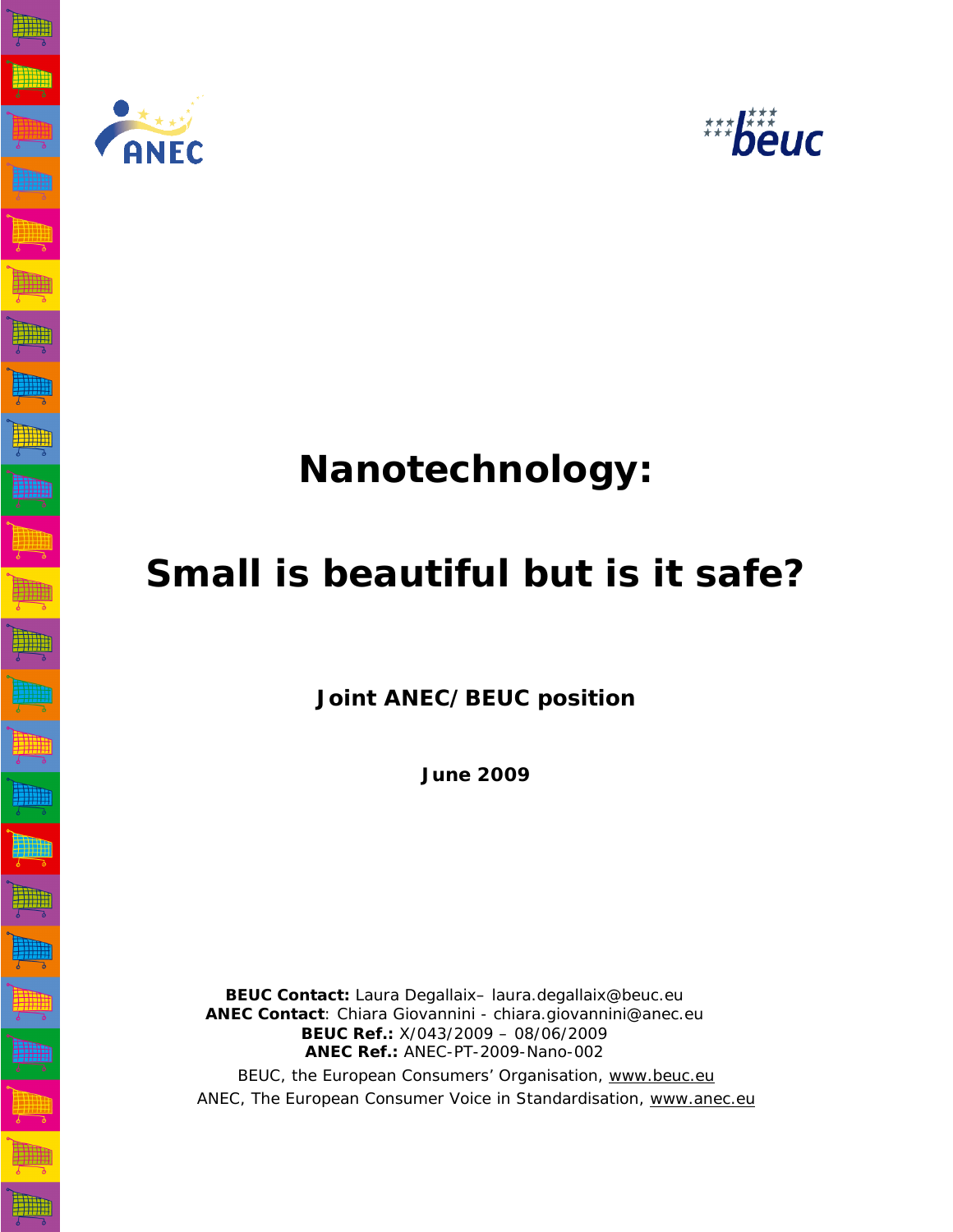# Nanotechnology:

# Small is beautiful but is it safe?

**Joint ANEC/BEUC position**

**June 2009**

**BEUC Contact:** Laura Degallaix– laura.degallaix@beuc.eu
**ANEC Contact**: Chiara Giovannini - chiara.giovannini@anec.eu
**BEUC Ref.:** X/043/2009 – 08/06/2009
**ANEC Ref.:** ANEC-PT-2009-Nano-002

BEUC, the European Consumers' Organisation, www.beuc.eu
ANEC, The European Consumer Voice in Standardisation, www.anec.eu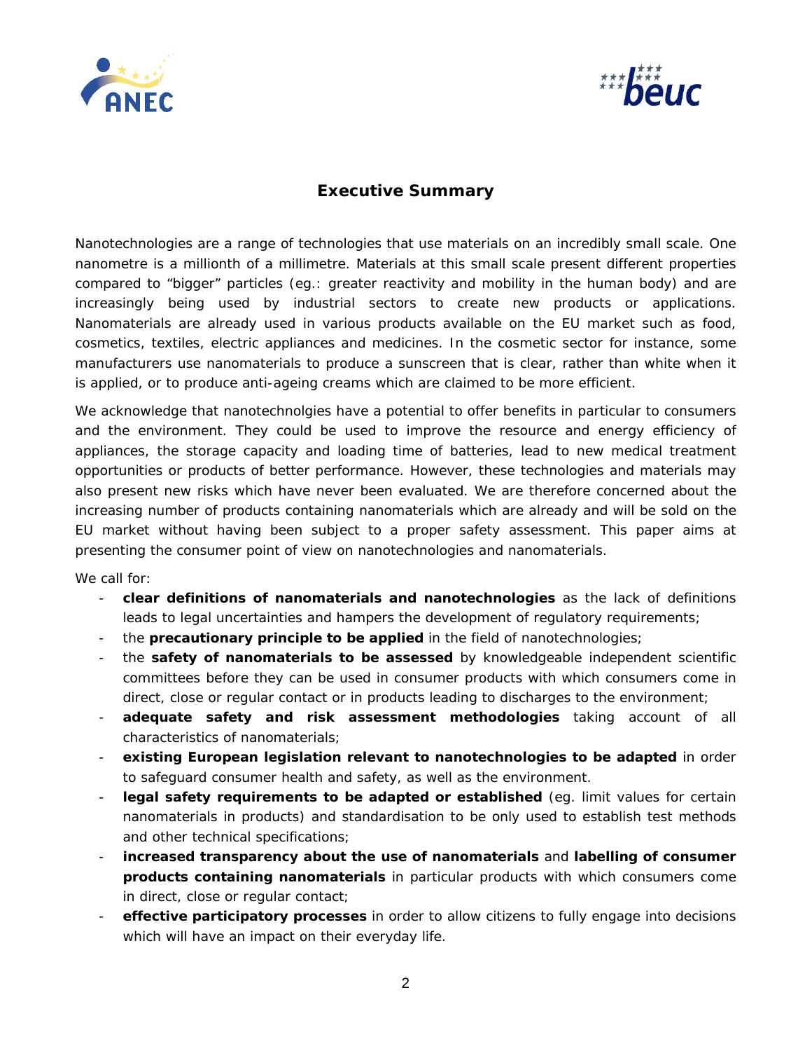## Executive Summary

Nanotechnologies are a range of technologies that use materials on an incredibly small scale. One nanometre is a millionth of a millimetre. Materials at this small scale present different properties compared to "bigger" particles (eg.: greater reactivity and mobility in the human body) and are increasingly being used by industrial sectors to create new products or applications. Nanomaterials are already used in various products available on the EU market such as food, cosmetics, textiles, electric appliances and medicines. In the cosmetic sector for instance, some manufacturers use nanomaterials to produce a sunscreen that is clear, rather than white when it is applied, or to produce anti-ageing creams which are claimed to be more efficient.

We acknowledge that nanotechnolgies have a potential to offer benefits in particular to consumers and the environment. They could be used to improve the resource and energy efficiency of appliances, the storage capacity and loading time of batteries, lead to new medical treatment opportunities or products of better performance. However, these technologies and materials may also present new risks which have never been evaluated. We are therefore concerned about the increasing number of products containing nanomaterials which are already and will be sold on the EU market without having been subject to a proper safety assessment. This paper aims at presenting the consumer point of view on nanotechnologies and nanomaterials.

We call for:

- **clear definitions of nanomaterials and nanotechnologies** as the lack of definitions leads to legal uncertainties and hampers the development of regulatory requirements;
- the **precautionary principle to be applied** in the field of nanotechnologies;
- the **safety of nanomaterials to be assessed** by knowledgeable independent scientific committees before they can be used in consumer products with which consumers come in direct, close or regular contact or in products leading to discharges to the environment;
- **adequate safety and risk assessment methodologies** taking account of all characteristics of nanomaterials;
- **existing European legislation relevant to nanotechnologies to be adapted** in order to safeguard consumer health and safety, as well as the environment.
- **legal safety requirements to be adapted or established** (eg. limit values for certain nanomaterials in products) and standardisation to be only used to establish test methods and other technical specifications;
- **increased transparency about the use of nanomaterials** and **labelling of consumer products containing nanomaterials** in particular products with which consumers come in direct, close or regular contact;
- **effective participatory processes** in order to allow citizens to fully engage into decisions which will have an impact on their everyday life.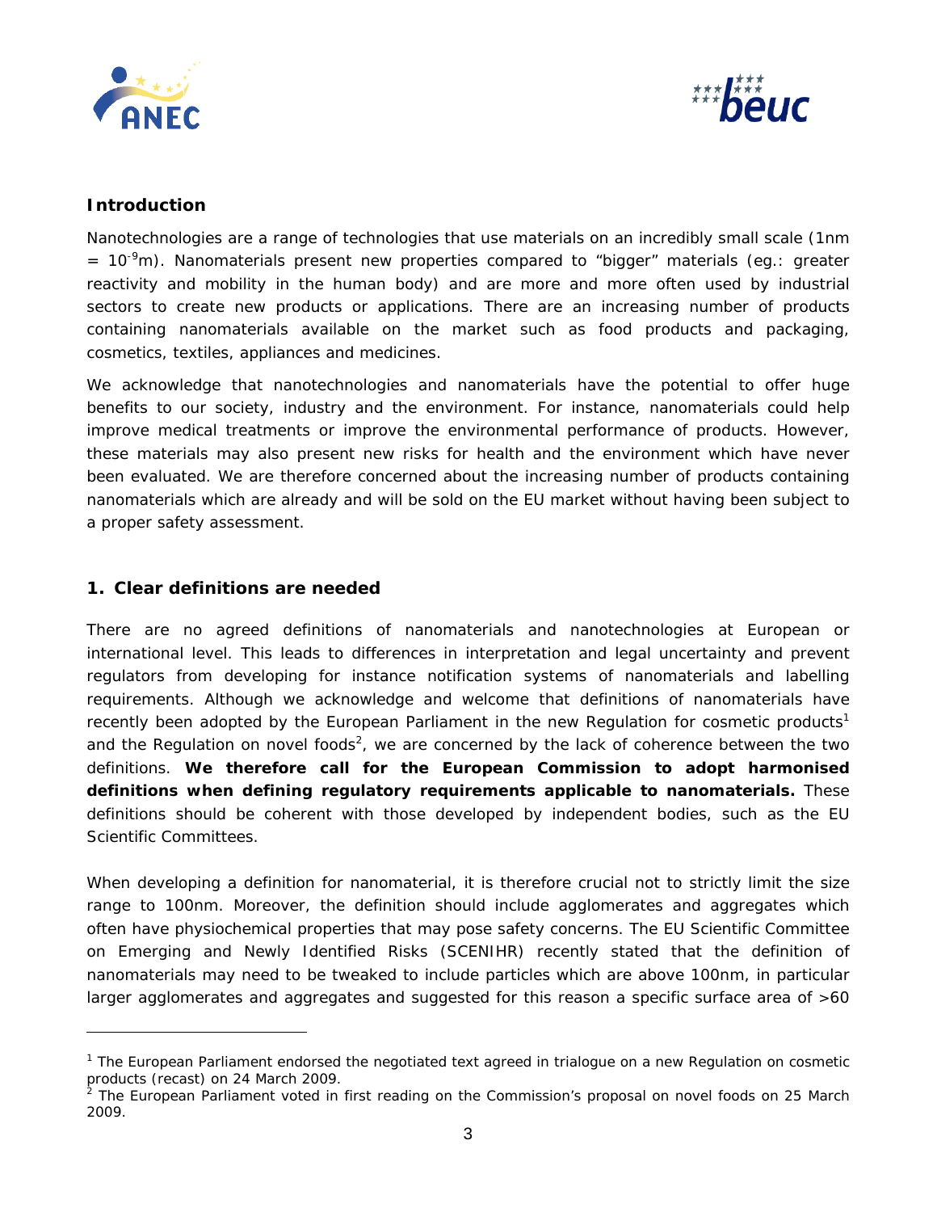## Introduction

Nanotechnologies are a range of technologies that use materials on an incredibly small scale (1nm = $10^{-9}$m). Nanomaterials present new properties compared to "bigger" materials (eg.: greater reactivity and mobility in the human body) and are more and more often used by industrial sectors to create new products or applications. There are an increasing number of products containing nanomaterials available on the market such as food products and packaging, cosmetics, textiles, appliances and medicines.

We acknowledge that nanotechnologies and nanomaterials have the potential to offer huge benefits to our society, industry and the environment. For instance, nanomaterials could help improve medical treatments or improve the environmental performance of products. However, these materials may also present new risks for health and the environment which have never been evaluated. We are therefore concerned about the increasing number of products containing nanomaterials which are already and will be sold on the EU market without having been subject to a proper safety assessment.

## 1. Clear definitions are needed

There are no agreed definitions of nanomaterials and nanotechnologies at European or international level. This leads to differences in interpretation and legal uncertainty and prevent regulators from developing for instance notification systems of nanomaterials and labelling requirements. Although we acknowledge and welcome that definitions of nanomaterials have recently been adopted by the European Parliament in the new Regulation for cosmetic products[1] and the Regulation on novel foods[2], we are concerned by the lack of coherence between the two definitions. **We therefore call for the European Commission to adopt harmonised definitions when defining regulatory requirements applicable to nanomaterials.** These definitions should be coherent with those developed by independent bodies, such as the EU Scientific Committees.

When developing a definition for nanomaterial, it is therefore crucial not to strictly limit the size range to 100nm. Moreover, the definition should include agglomerates and aggregates which often have physiochemical properties that may pose safety concerns. The EU Scientific Committee on Emerging and Newly Identified Risks (SCENIHR) recently stated that the definition of nanomaterials may need to be tweaked to include particles which are above 100nm, in particular larger agglomerates and aggregates and suggested for this reason a specific surface area of >60

---

[1] The European Parliament endorsed the negotiated text agreed in trialogue on a new Regulation on cosmetic products (recast) on 24 March 2009.

[2] The European Parliament voted in first reading on the Commission's proposal on novel foods on 25 March 2009.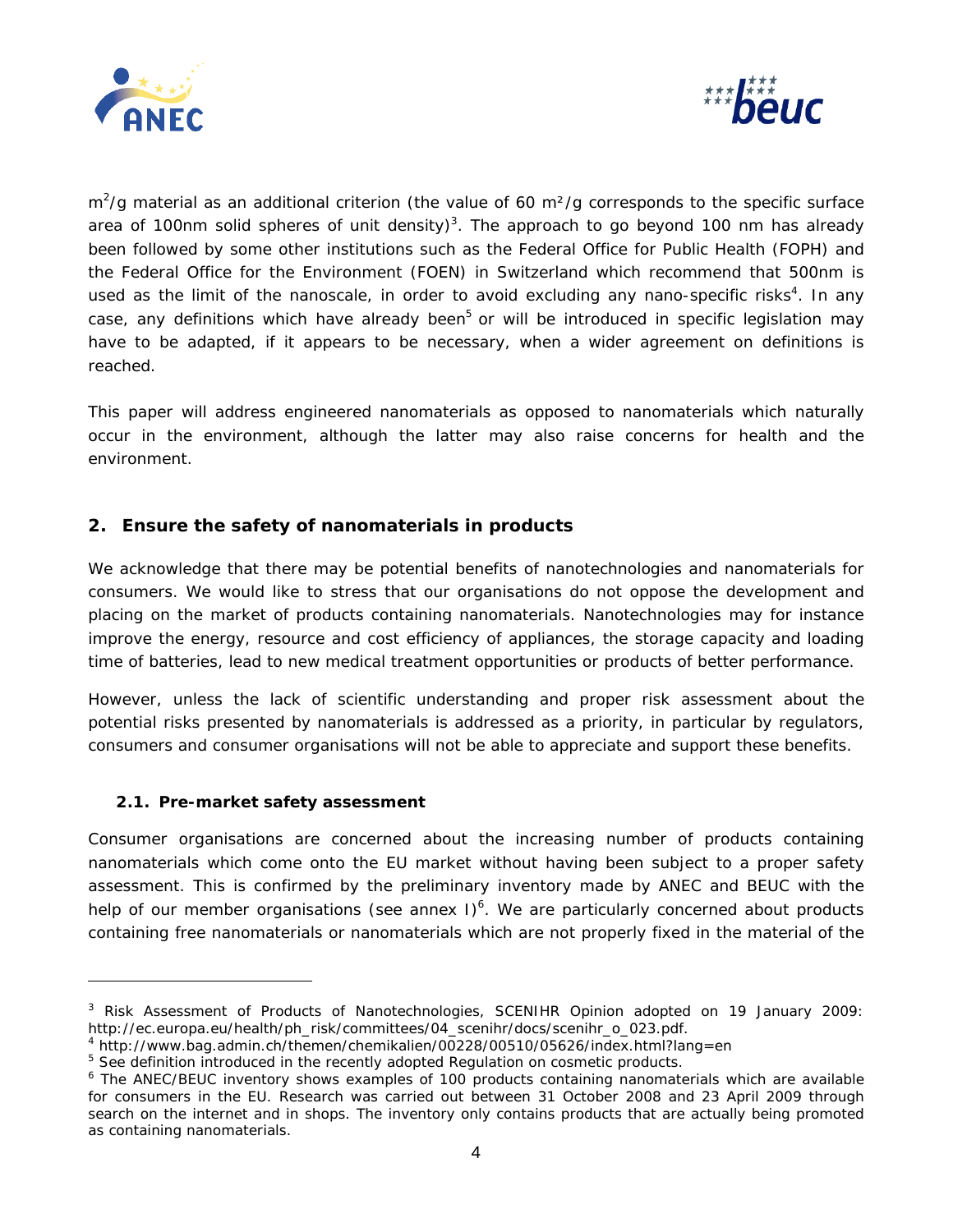$m^2/g$ material as an additional criterion (the value of 60 $m^2/g$ corresponds to the specific surface area of 100nm solid spheres of unit density)[3]. The approach to go beyond 100 nm has already been followed by some other institutions such as the Federal Office for Public Health (FOPH) and the Federal Office for the Environment (FOEN) in Switzerland which recommend that 500nm is used as the limit of the nanoscale, in order to avoid excluding any nano-specific risks[4]. In any case, any definitions which have already been[5] or will be introduced in specific legislation may have to be adapted, if it appears to be necessary, when a wider agreement on definitions is reached.

This paper will address engineered nanomaterials as opposed to nanomaterials which naturally occur in the environment, although the latter may also raise concerns for health and the environment.

## 2. Ensure the safety of nanomaterials in products

We acknowledge that there may be potential benefits of nanotechnologies and nanomaterials for consumers. We would like to stress that our organisations do not oppose the development and placing on the market of products containing nanomaterials. Nanotechnologies may for instance improve the energy, resource and cost efficiency of appliances, the storage capacity and loading time of batteries, lead to new medical treatment opportunities or products of better performance.

However, unless the lack of scientific understanding and proper risk assessment about the potential risks presented by nanomaterials is addressed as a priority, in particular by regulators, consumers and consumer organisations will not be able to appreciate and support these benefits.

### 2.1. Pre-market safety assessment

Consumer organisations are concerned about the increasing number of products containing nanomaterials which come onto the EU market without having been subject to a proper safety assessment. This is confirmed by the preliminary inventory made by ANEC and BEUC with the help of our member organisations (see annex I)[6]. We are particularly concerned about products containing free nanomaterials or nanomaterials which are not properly fixed in the material of the

---

[3] Risk Assessment of Products of Nanotechnologies, SCENIHR Opinion adopted on 19 January 2009: http://ec.europa.eu/health/ph_risk/committees/04_scenihr/docs/scenihr_o_023.pdf.

[4] http://www.bag.admin.ch/themen/chemikalien/00228/00510/05626/index.html?lang=en

[5] See definition introduced in the recently adopted Regulation on cosmetic products.

[6] The ANEC/BEUC inventory shows examples of 100 products containing nanomaterials which are available for consumers in the EU. Research was carried out between 31 October 2008 and 23 April 2009 through search on the internet and in shops. The inventory only contains products that are actually being promoted as containing nanomaterials.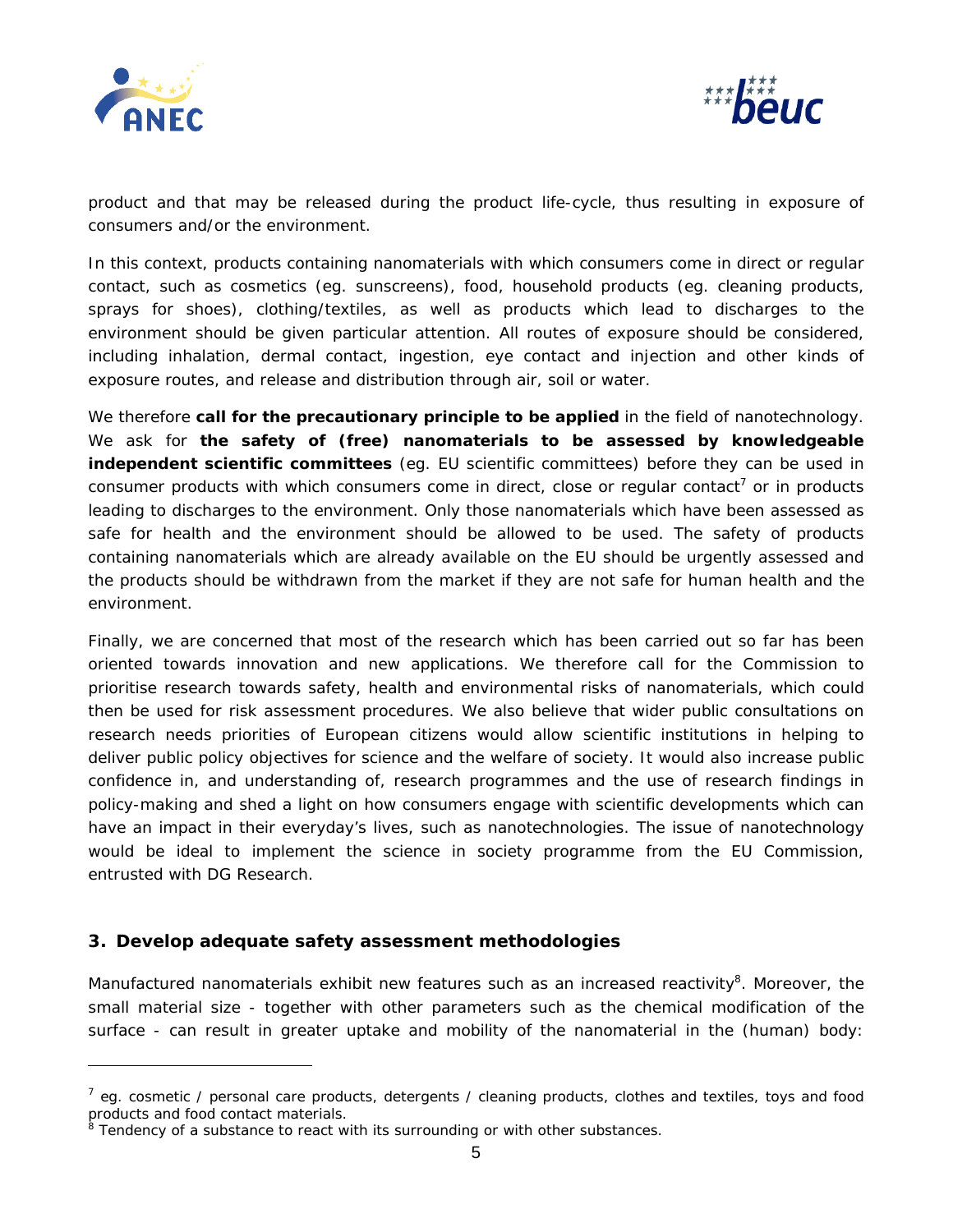product and that may be released during the product life-cycle, thus resulting in exposure of consumers and/or the environment.

In this context, products containing nanomaterials with which consumers come in direct or regular contact, such as cosmetics (eg. sunscreens), food, household products (eg. cleaning products, sprays for shoes), clothing/textiles, as well as products which lead to discharges to the environment should be given particular attention. All routes of exposure should be considered, including inhalation, dermal contact, ingestion, eye contact and injection and other kinds of exposure routes, and release and distribution through air, soil or water.

We therefore **call for the precautionary principle to be applied** in the field of nanotechnology. We ask for **the safety of (free) nanomaterials to be assessed by knowledgeable independent scientific committees** (eg. EU scientific committees) before they can be used in consumer products with which consumers come in direct, close or regular contact[7] or in products leading to discharges to the environment. Only those nanomaterials which have been assessed as safe for health and the environment should be allowed to be used. The safety of products containing nanomaterials which are already available on the EU should be urgently assessed and the products should be withdrawn from the market if they are not safe for human health and the environment.

Finally, we are concerned that most of the research which has been carried out so far has been oriented towards innovation and new applications. We therefore call for the Commission to prioritise research towards safety, health and environmental risks of nanomaterials, which could then be used for risk assessment procedures. We also believe that wider public consultations on research needs priorities of European citizens would allow scientific institutions in helping to deliver public policy objectives for science and the welfare of society. It would also increase public confidence in, and understanding of, research programmes and the use of research findings in policy-making and shed a light on how consumers engage with scientific developments which can have an impact in their everyday's lives, such as nanotechnologies. The issue of nanotechnology would be ideal to implement the science in society programme from the EU Commission, entrusted with DG Research.

## 3. Develop adequate safety assessment methodologies

Manufactured nanomaterials exhibit new features such as an increased reactivity[8]. Moreover, the small material size - together with other parameters such as the chemical modification of the surface - can result in greater uptake and mobility of the nanomaterial in the (human) body:

---

[7] eg. cosmetic / personal care products, detergents / cleaning products, clothes and textiles, toys and food products and food contact materials.

[8] Tendency of a substance to react with its surrounding or with other substances.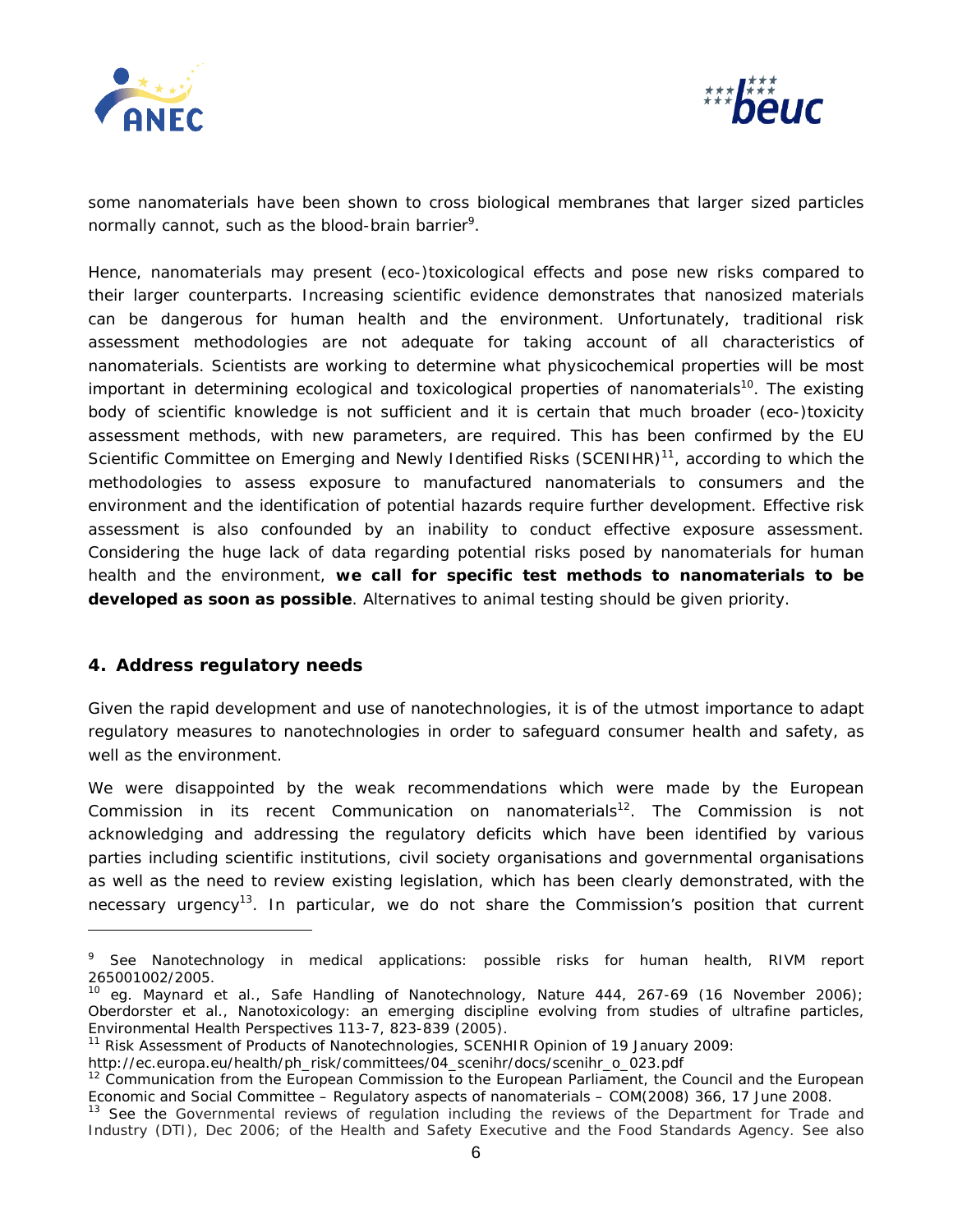some nanomaterials have been shown to cross biological membranes that larger sized particles normally cannot, such as the blood-brain barrier[9].

Hence, nanomaterials may present (eco-)toxicological effects and pose new risks compared to their larger counterparts. Increasing scientific evidence demonstrates that nanosized materials can be dangerous for human health and the environment. Unfortunately, traditional risk assessment methodologies are not adequate for taking account of all characteristics of nanomaterials. Scientists are working to determine what physicochemical properties will be most important in determining ecological and toxicological properties of nanomaterials[10]. The existing body of scientific knowledge is not sufficient and it is certain that much broader (eco-)toxicity assessment methods, with new parameters, are required. This has been confirmed by the EU Scientific Committee on Emerging and Newly Identified Risks (SCENIHR)[11], according to which the methodologies to assess exposure to manufactured nanomaterials to consumers and the environment and the identification of potential hazards require further development. Effective risk assessment is also confounded by an inability to conduct effective exposure assessment. Considering the huge lack of data regarding potential risks posed by nanomaterials for human health and the environment, **we call for specific test methods to nanomaterials to be developed as soon as possible**. Alternatives to animal testing should be given priority.

## 4. Address regulatory needs

Given the rapid development and use of nanotechnologies, it is of the utmost importance to adapt regulatory measures to nanotechnologies in order to safeguard consumer health and safety, as well as the environment.

We were disappointed by the weak recommendations which were made by the European Commission in its recent Communication on nanomaterials[12]. The Commission is not acknowledging and addressing the regulatory deficits which have been identified by various parties including scientific institutions, civil society organisations and governmental organisations as well as the need to review existing legislation, which has been clearly demonstrated, with the necessary urgency[13]. In particular, we do not share the Commission's position that current

---

[9] See Nanotechnology in medical applications: possible risks for human health, RIVM report 265001002/2005.

[10] eg. Maynard et al., Safe Handling of Nanotechnology, Nature 444, 267-69 (16 November 2006); Oberdorster et al., Nanotoxicology: an emerging discipline evolving from studies of ultrafine particles, Environmental Health Perspectives 113-7, 823-839 (2005).

[11] Risk Assessment of Products of Nanotechnologies, SCENHIR Opinion of 19 January 2009: http://ec.europa.eu/health/ph_risk/committees/04_scenihr/docs/scenihr_o_023.pdf

[12] Communication from the European Commission to the European Parliament, the Council and the European Economic and Social Committee – Regulatory aspects of nanomaterials – COM(2008) 366, 17 June 2008.

[13] See the Governmental reviews of regulation including the reviews of the Department for Trade and Industry (DTI), Dec 2006; of the Health and Safety Executive and the Food Standards Agency. See also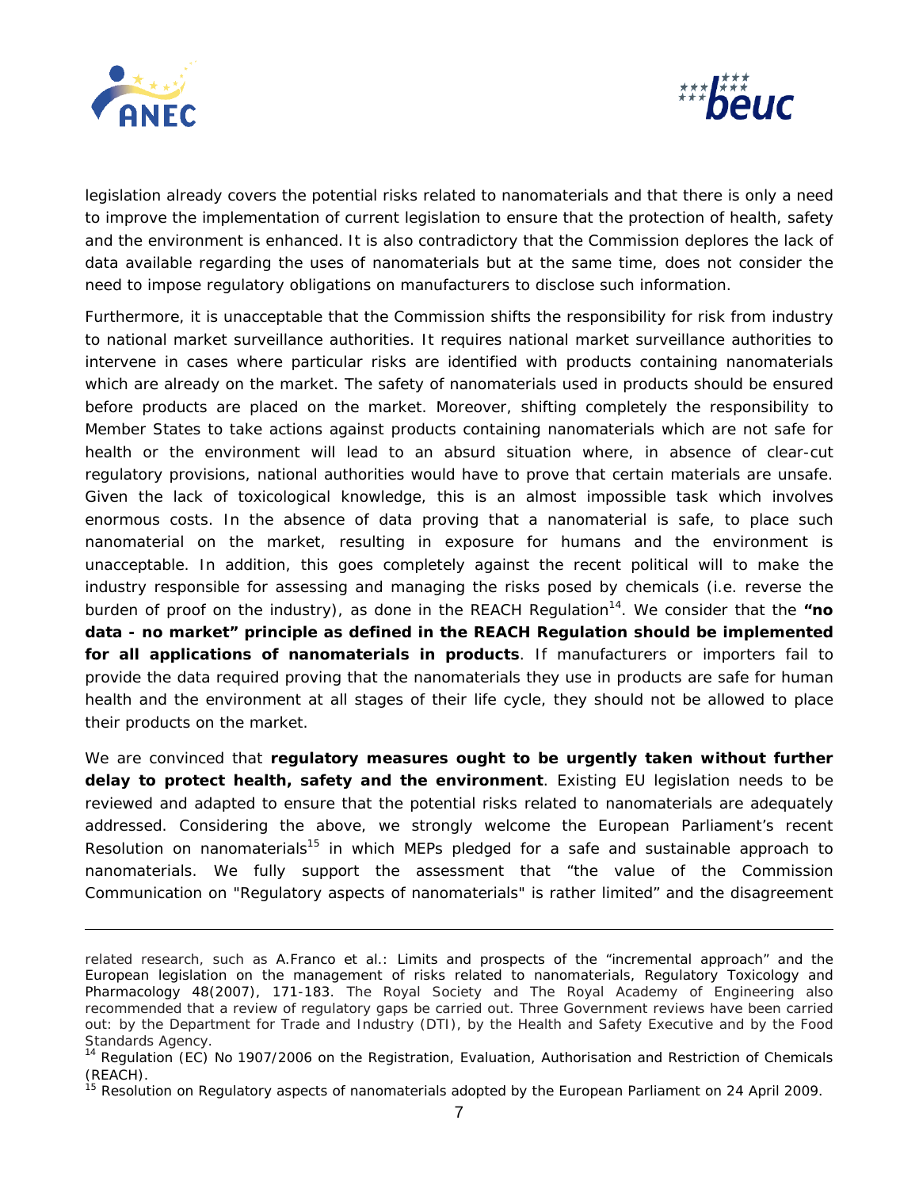legislation already covers the potential risks related to nanomaterials and that there is only a need to improve the implementation of current legislation to ensure that the protection of health, safety and the environment is enhanced. It is also contradictory that the Commission deplores the lack of data available regarding the uses of nanomaterials but at the same time, does not consider the need to impose regulatory obligations on manufacturers to disclose such information.

Furthermore, it is unacceptable that the Commission shifts the responsibility for risk from industry to national market surveillance authorities. It requires national market surveillance authorities to intervene in cases where particular risks are identified with products containing nanomaterials which are already on the market. The safety of nanomaterials used in products should be ensured before products are placed on the market. Moreover, shifting completely the responsibility to Member States to take actions against products containing nanomaterials which are not safe for health or the environment will lead to an absurd situation where, in absence of clear-cut regulatory provisions, national authorities would have to prove that certain materials are unsafe. Given the lack of toxicological knowledge, this is an almost impossible task which involves enormous costs. In the absence of data proving that a nanomaterial is safe, to place such nanomaterial on the market, resulting in exposure for humans and the environment is unacceptable. In addition, this goes completely against the recent political will to make the industry responsible for assessing and managing the risks posed by chemicals (i.e. reverse the burden of proof on the industry), as done in the REACH Regulation[14]. We consider that the **"no data - no market" principle as defined in the REACH Regulation should be implemented for all applications of nanomaterials in products**. If manufacturers or importers fail to provide the data required proving that the nanomaterials they use in products are safe for human health and the environment at all stages of their life cycle, they should not be allowed to place their products on the market.

We are convinced that **regulatory measures ought to be urgently taken without further delay to protect health, safety and the environment**. Existing EU legislation needs to be reviewed and adapted to ensure that the potential risks related to nanomaterials are adequately addressed. Considering the above, we strongly welcome the European Parliament's recent Resolution on nanomaterials[15] in which MEPs pledged for a safe and sustainable approach to nanomaterials. We fully support the assessment that "the value of the Commission Communication on "Regulatory aspects of nanomaterials" is rather limited" and the disagreement

---

related research, such as A.Franco et al.: Limits and prospects of the "incremental approach" and the European legislation on the management of risks related to nanomaterials, Regulatory Toxicology and Pharmacology 48(2007), 171-183. The Royal Society and The Royal Academy of Engineering also recommended that a review of regulatory gaps be carried out. Three Government reviews have been carried out: by the Department for Trade and Industry (DTI), by the Health and Safety Executive and by the Food Standards Agency.

[14] Regulation (EC) No 1907/2006 on the Registration, Evaluation, Authorisation and Restriction of Chemicals (REACH).

[15] Resolution on Regulatory aspects of nanomaterials adopted by the European Parliament on 24 April 2009.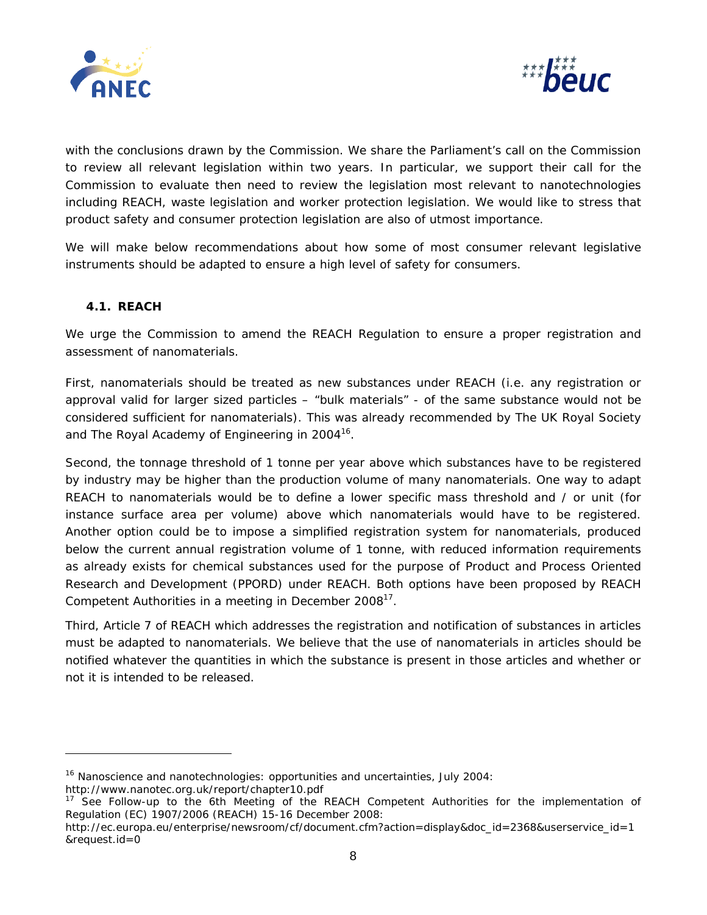with the conclusions drawn by the Commission. We share the Parliament's call on the Commission to review all relevant legislation within two years. In particular, we support their call for the Commission to evaluate then need to review the legislation most relevant to nanotechnologies including REACH, waste legislation and worker protection legislation. We would like to stress that product safety and consumer protection legislation are also of utmost importance.

We will make below recommendations about how some of most consumer relevant legislative instruments should be adapted to ensure a high level of safety for consumers.

### 4.1. REACH

We urge the Commission to amend the REACH Regulation to ensure a proper registration and assessment of nanomaterials.

First, nanomaterials should be treated as new substances under REACH (i.e. any registration or approval valid for larger sized particles – "bulk materials" - of the same substance would not be considered sufficient for nanomaterials). This was already recommended by The UK Royal Society and The Royal Academy of Engineering in 2004[16].

Second, the tonnage threshold of 1 tonne per year above which substances have to be registered by industry may be higher than the production volume of many nanomaterials. One way to adapt REACH to nanomaterials would be to define a lower specific mass threshold and / or unit (for instance surface area per volume) above which nanomaterials would have to be registered. Another option could be to impose a simplified registration system for nanomaterials, produced below the current annual registration volume of 1 tonne, with reduced information requirements as already exists for chemical substances used for the purpose of Product and Process Oriented Research and Development (PPORD) under REACH. Both options have been proposed by REACH Competent Authorities in a meeting in December 2008[17].

Third, Article 7 of REACH which addresses the registration and notification of substances in articles must be adapted to nanomaterials. We believe that the use of nanomaterials in articles should be notified whatever the quantities in which the substance is present in those articles and whether or not it is intended to be released.

---

[16] Nanoscience and nanotechnologies: opportunities and uncertainties, July 2004: http://www.nanotec.org.uk/report/chapter10.pdf

[17] See Follow-up to the 6th Meeting of the REACH Competent Authorities for the implementation of Regulation (EC) 1907/2006 (REACH) 15-16 December 2008: http://ec.europa.eu/enterprise/newsroom/cf/document.cfm?action=display&doc_id=2368&userservice_id=1&request.id=0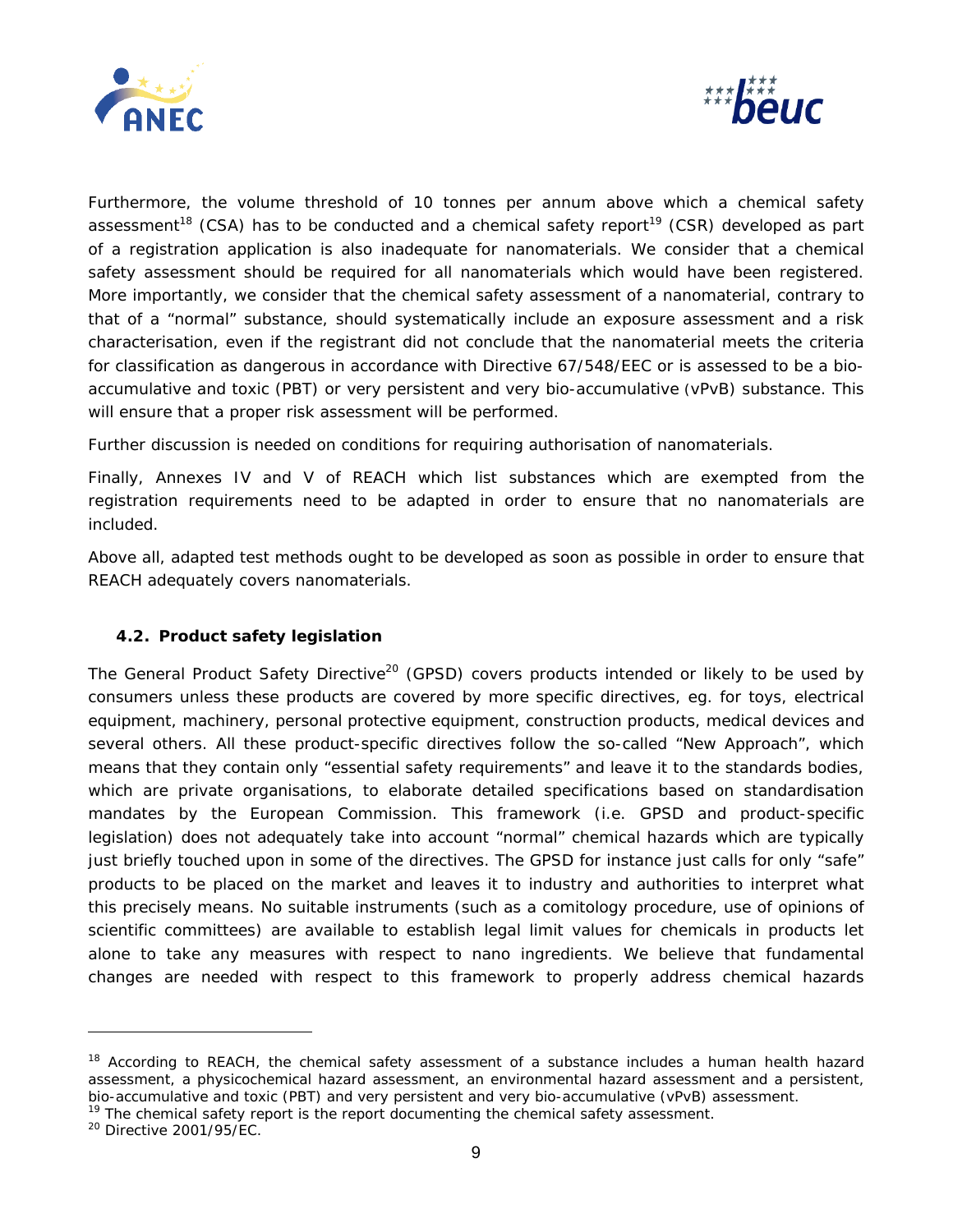Furthermore, the volume threshold of 10 tonnes per annum above which a chemical safety assessment[18] (CSA) has to be conducted and a chemical safety report[19] (CSR) developed as part of a registration application is also inadequate for nanomaterials. We consider that a chemical safety assessment should be required for all nanomaterials which would have been registered. More importantly, we consider that the chemical safety assessment of a nanomaterial, contrary to that of a "normal" substance, should systematically include an exposure assessment and a risk characterisation, even if the registrant did not conclude that the nanomaterial meets the criteria for classification as dangerous in accordance with Directive 67/548/EEC or is assessed to be a bio-accumulative and toxic (PBT) or very persistent and very bio-accumulative (vPvB) substance. This will ensure that a proper risk assessment will be performed.

Further discussion is needed on conditions for requiring authorisation of nanomaterials.

Finally, Annexes IV and V of REACH which list substances which are exempted from the registration requirements need to be adapted in order to ensure that no nanomaterials are included.

Above all, adapted test methods ought to be developed as soon as possible in order to ensure that REACH adequately covers nanomaterials.

### 4.2. Product safety legislation

The General Product Safety Directive[20] (GPSD) covers products intended or likely to be used by consumers unless these products are covered by more specific directives, eg. for toys, electrical equipment, machinery, personal protective equipment, construction products, medical devices and several others. All these product-specific directives follow the so-called "New Approach", which means that they contain only "essential safety requirements" and leave it to the standards bodies, which are private organisations, to elaborate detailed specifications based on standardisation mandates by the European Commission. This framework (i.e. GPSD and product-specific legislation) does not adequately take into account "normal" chemical hazards which are typically just briefly touched upon in some of the directives. The GPSD for instance just calls for only "safe" products to be placed on the market and leaves it to industry and authorities to interpret what this precisely means. No suitable instruments (such as a comitology procedure, use of opinions of scientific committees) are available to establish legal limit values for chemicals in products let alone to take any measures with respect to nano ingredients. We believe that fundamental changes are needed with respect to this framework to properly address chemical hazards

[18] According to REACH, the chemical safety assessment of a substance includes a human health hazard assessment, a physicochemical hazard assessment, an environmental hazard assessment and a persistent, bio-accumulative and toxic (PBT) and very persistent and very bio-accumulative (vPvB) assessment.

[19] The chemical safety report is the report documenting the chemical safety assessment.

[20] Directive 2001/95/EC.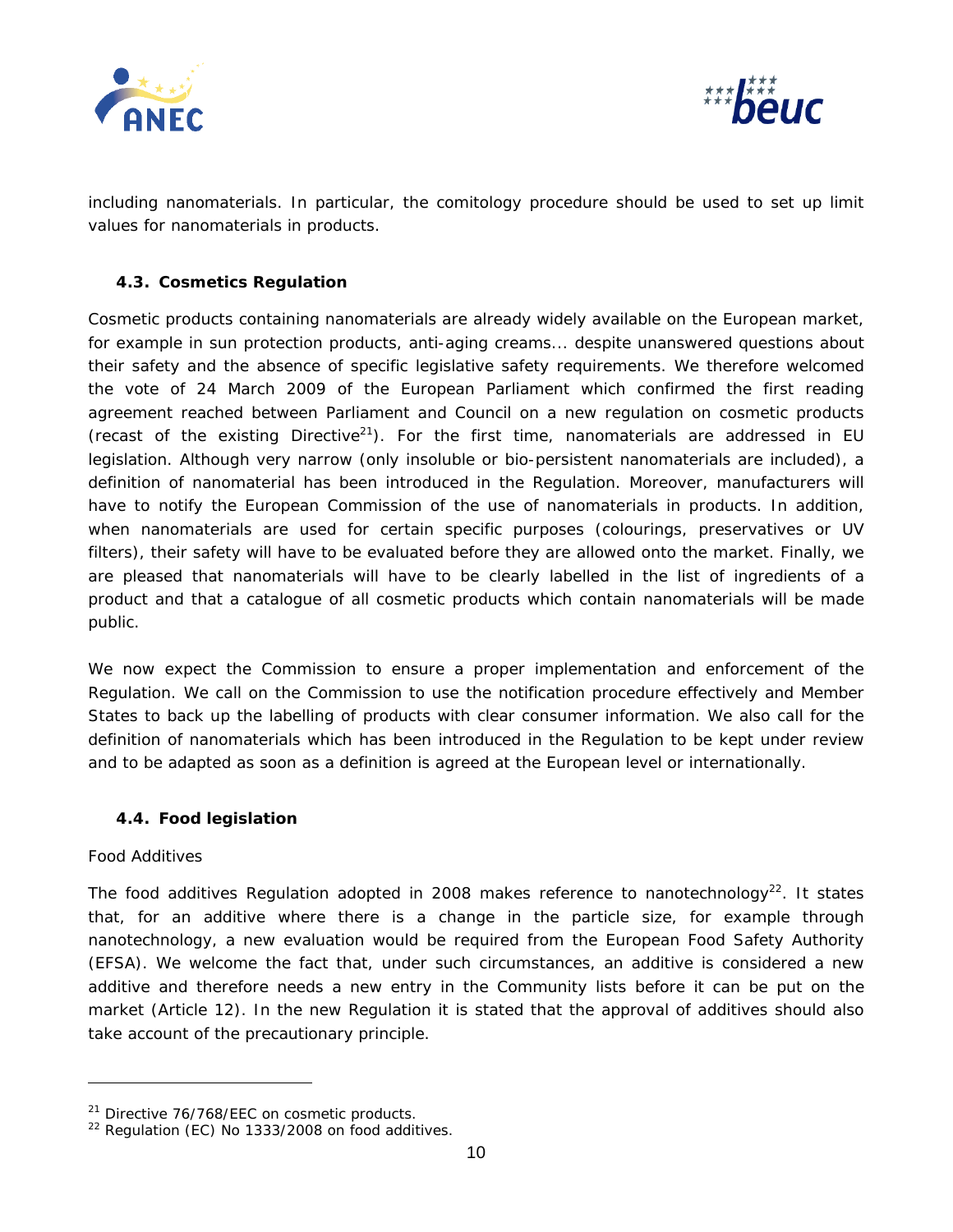including nanomaterials. In particular, the comitology procedure should be used to set up limit values for nanomaterials in products.

### 4.3. Cosmetics Regulation

Cosmetic products containing nanomaterials are already widely available on the European market, for example in sun protection products, anti-aging creams... despite unanswered questions about their safety and the absence of specific legislative safety requirements. We therefore welcomed the vote of 24 March 2009 of the European Parliament which confirmed the first reading agreement reached between Parliament and Council on a new regulation on cosmetic products (recast of the existing Directive[21]). For the first time, nanomaterials are addressed in EU legislation. Although very narrow (only insoluble or bio-persistent nanomaterials are included), a definition of nanomaterial has been introduced in the Regulation. Moreover, manufacturers will have to notify the European Commission of the use of nanomaterials in products. In addition, when nanomaterials are used for certain specific purposes (colourings, preservatives or UV filters), their safety will have to be evaluated before they are allowed onto the market. Finally, we are pleased that nanomaterials will have to be clearly labelled in the list of ingredients of a product and that a catalogue of all cosmetic products which contain nanomaterials will be made public.

We now expect the Commission to ensure a proper implementation and enforcement of the Regulation. We call on the Commission to use the notification procedure effectively and Member States to back up the labelling of products with clear consumer information. We also call for the definition of nanomaterials which has been introduced in the Regulation to be kept under review and to be adapted as soon as a definition is agreed at the European level or internationally.

### 4.4. Food legislation

Food Additives

The food additives Regulation adopted in 2008 makes reference to nanotechnology[22]. It states that, for an additive where there is a change in the particle size, for example through nanotechnology, a new evaluation would be required from the European Food Safety Authority (EFSA). We welcome the fact that, under such circumstances, an additive is considered a new additive and therefore needs a new entry in the Community lists before it can be put on the market (Article 12). In the new Regulation it is stated that the approval of additives should also take account of the precautionary principle.

---

[21] Directive 76/768/EEC on cosmetic products.

[22] Regulation (EC) No 1333/2008 on food additives.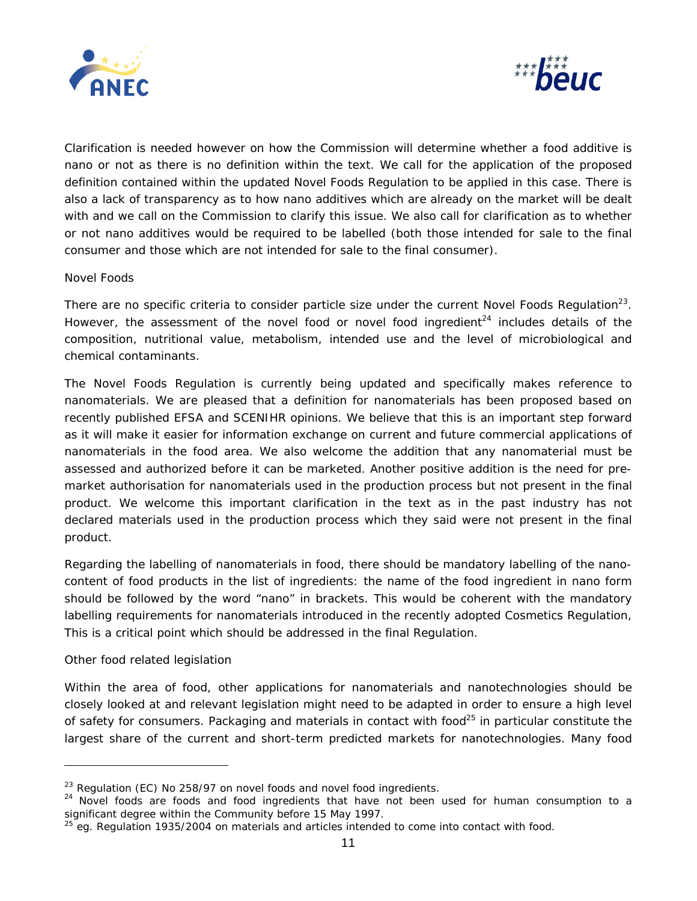Clarification is needed however on how the Commission will determine whether a food additive is nano or not as there is no definition within the text. We call for the application of the proposed definition contained within the updated Novel Foods Regulation to be applied in this case. There is also a lack of transparency as to how nano additives which are already on the market will be dealt with and we call on the Commission to clarify this issue. We also call for clarification as to whether or not nano additives would be required to be labelled (both those intended for sale to the final consumer and those which are not intended for sale to the final consumer).

*Novel Foods*

There are no specific criteria to consider particle size under the current Novel Foods Regulation[23]. However, the assessment of the novel food or novel food ingredient[24] includes details of the composition, nutritional value, metabolism, intended use and the level of microbiological and chemical contaminants.

The Novel Foods Regulation is currently being updated and specifically makes reference to nanomaterials. We are pleased that a definition for nanomaterials has been proposed based on recently published EFSA and SCENIHR opinions. We believe that this is an important step forward as it will make it easier for information exchange on current and future commercial applications of nanomaterials in the food area. We also welcome the addition that any nanomaterial must be assessed and authorized before it can be marketed. Another positive addition is the need for pre-market authorisation for nanomaterials used in the production process but not present in the final product. We welcome this important clarification in the text as in the past industry has not declared materials used in the production process which they said were not present in the final product.

Regarding the labelling of nanomaterials in food, there should be mandatory labelling of the nano-content of food products in the list of ingredients: the name of the food ingredient in nano form should be followed by the word "nano" in brackets. This would be coherent with the mandatory labelling requirements for nanomaterials introduced in the recently adopted Cosmetics Regulation, This is a critical point which should be addressed in the final Regulation.

*Other food related legislation*

Within the area of food, other applications for nanomaterials and nanotechnologies should be closely looked at and relevant legislation might need to be adapted in order to ensure a high level of safety for consumers. Packaging and materials in contact with food[25] in particular constitute the largest share of the current and short-term predicted markets for nanotechnologies. Many food

---

[23] Regulation (EC) No 258/97 on novel foods and novel food ingredients.

[24] Novel foods are foods and food ingredients that have not been used for human consumption to a significant degree within the Community before 15 May 1997.

[25] eg. Regulation 1935/2004 on materials and articles intended to come into contact with food.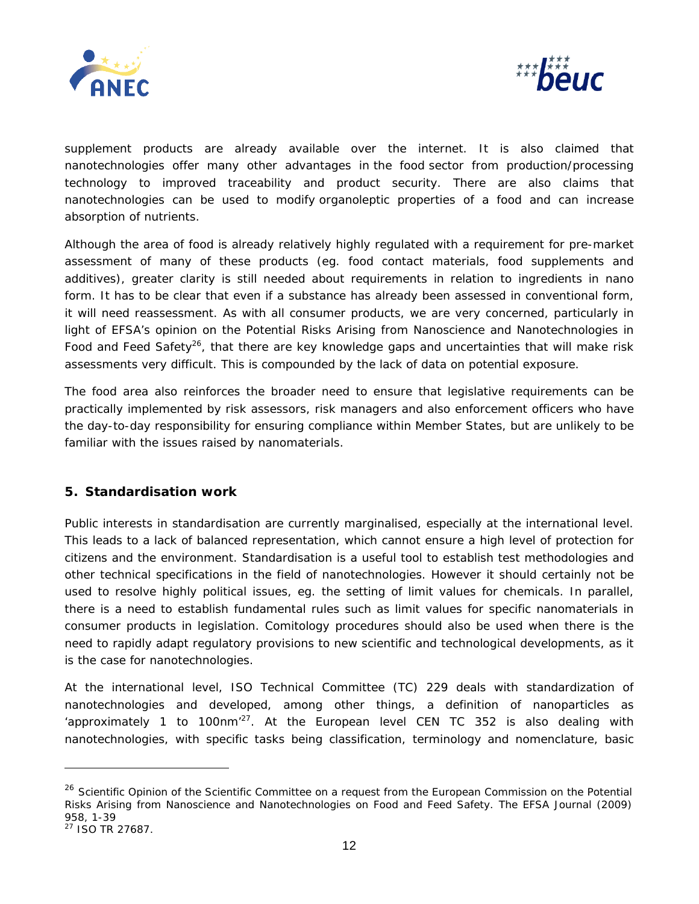supplement products are already available over the internet. It is also claimed that nanotechnologies offer many other advantages in the food sector from production/processing technology to improved traceability and product security. There are also claims that nanotechnologies can be used to modify organoleptic properties of a food and can increase absorption of nutrients.

Although the area of food is already relatively highly regulated with a requirement for pre-market assessment of many of these products (eg. food contact materials, food supplements and additives), greater clarity is still needed about requirements in relation to ingredients in nano form. It has to be clear that even if a substance has already been assessed in conventional form, it will need reassessment. As with all consumer products, we are very concerned, particularly in light of EFSA's opinion on the Potential Risks Arising from Nanoscience and Nanotechnologies in Food and Feed Safety[26], that there are key knowledge gaps and uncertainties that will make risk assessments very difficult. This is compounded by the lack of data on potential exposure.

The food area also reinforces the broader need to ensure that legislative requirements can be practically implemented by risk assessors, risk managers and also enforcement officers who have the day-to-day responsibility for ensuring compliance within Member States, but are unlikely to be familiar with the issues raised by nanomaterials.

## 5. Standardisation work

Public interests in standardisation are currently marginalised, especially at the international level. This leads to a lack of balanced representation, which cannot ensure a high level of protection for citizens and the environment. Standardisation is a useful tool to establish test methodologies and other technical specifications in the field of nanotechnologies. However it should certainly not be used to resolve highly political issues, eg. the setting of limit values for chemicals. In parallel, there is a need to establish fundamental rules such as limit values for specific nanomaterials in consumer products in legislation. Comitology procedures should also be used when there is the need to rapidly adapt regulatory provisions to new scientific and technological developments, as it is the case for nanotechnologies.

At the international level, ISO Technical Committee (TC) 229 deals with standardization of nanotechnologies and developed, among other things, a definition of nanoparticles as 'approximately 1 to 100nm'[27]. At the European level CEN TC 352 is also dealing with nanotechnologies, with specific tasks being classification, terminology and nomenclature, basic

---

[26] Scientific Opinion of the Scientific Committee on a request from the European Commission on the Potential Risks Arising from Nanoscience and Nanotechnologies on Food and Feed Safety. The EFSA Journal (2009) 958, 1-39

[27] ISO TR 27687.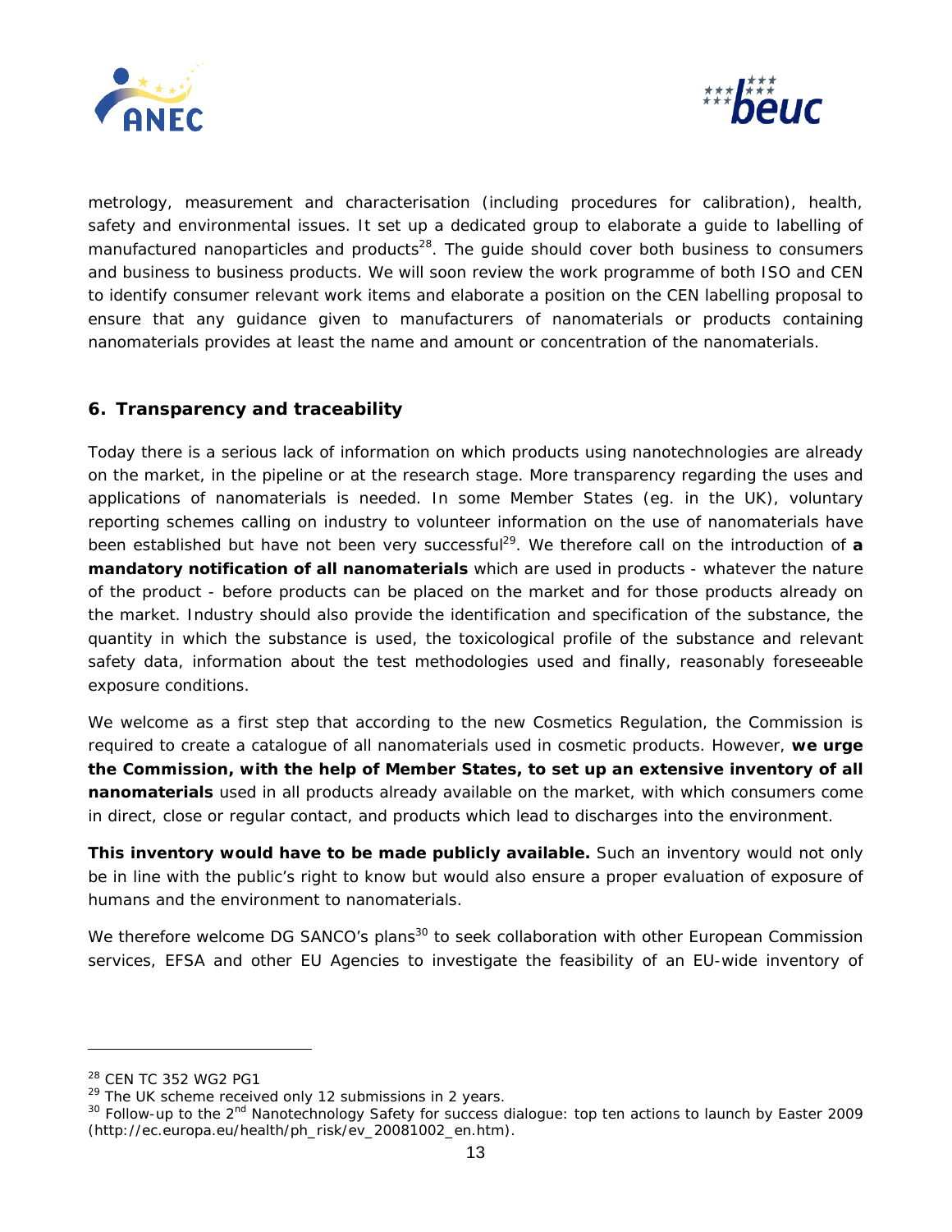metrology, measurement and characterisation (including procedures for calibration), health, safety and environmental issues. It set up a dedicated group to elaborate a guide to labelling of manufactured nanoparticles and products[28]. The guide should cover both business to consumers and business to business products. We will soon review the work programme of both ISO and CEN to identify consumer relevant work items and elaborate a position on the CEN labelling proposal to ensure that any guidance given to manufacturers of nanomaterials or products containing nanomaterials provides at least the name and amount or concentration of the nanomaterials.

## 6. Transparency and traceability

Today there is a serious lack of information on which products using nanotechnologies are already on the market, in the pipeline or at the research stage. More transparency regarding the uses and applications of nanomaterials is needed. In some Member States (eg. in the UK), voluntary reporting schemes calling on industry to volunteer information on the use of nanomaterials have been established but have not been very successful[29]. We therefore call on the introduction of **a mandatory notification of all nanomaterials** which are used in products - whatever the nature of the product - before products can be placed on the market and for those products already on the market. Industry should also provide the identification and specification of the substance, the quantity in which the substance is used, the toxicological profile of the substance and relevant safety data, information about the test methodologies used and finally, reasonably foreseeable exposure conditions.

We welcome as a first step that according to the new Cosmetics Regulation, the Commission is required to create a catalogue of all nanomaterials used in cosmetic products. However, **we urge the Commission, with the help of Member States, to set up an extensive inventory of all nanomaterials** used in all products already available on the market, with which consumers come in direct, close or regular contact, and products which lead to discharges into the environment.

**This inventory would have to be made publicly available.** Such an inventory would not only be in line with the public's right to know but would also ensure a proper evaluation of exposure of humans and the environment to nanomaterials.

We therefore welcome DG SANCO's plans[30] to seek collaboration with other European Commission services, EFSA and other EU Agencies to investigate the feasibility of an EU-wide inventory of

---

[28] CEN TC 352 WG2 PG1

[29] The UK scheme received only 12 submissions in 2 years.

[30] Follow-up to the 2nd Nanotechnology Safety for success dialogue: top ten actions to launch by Easter 2009 (http://ec.europa.eu/health/ph_risk/ev_20081002_en.htm).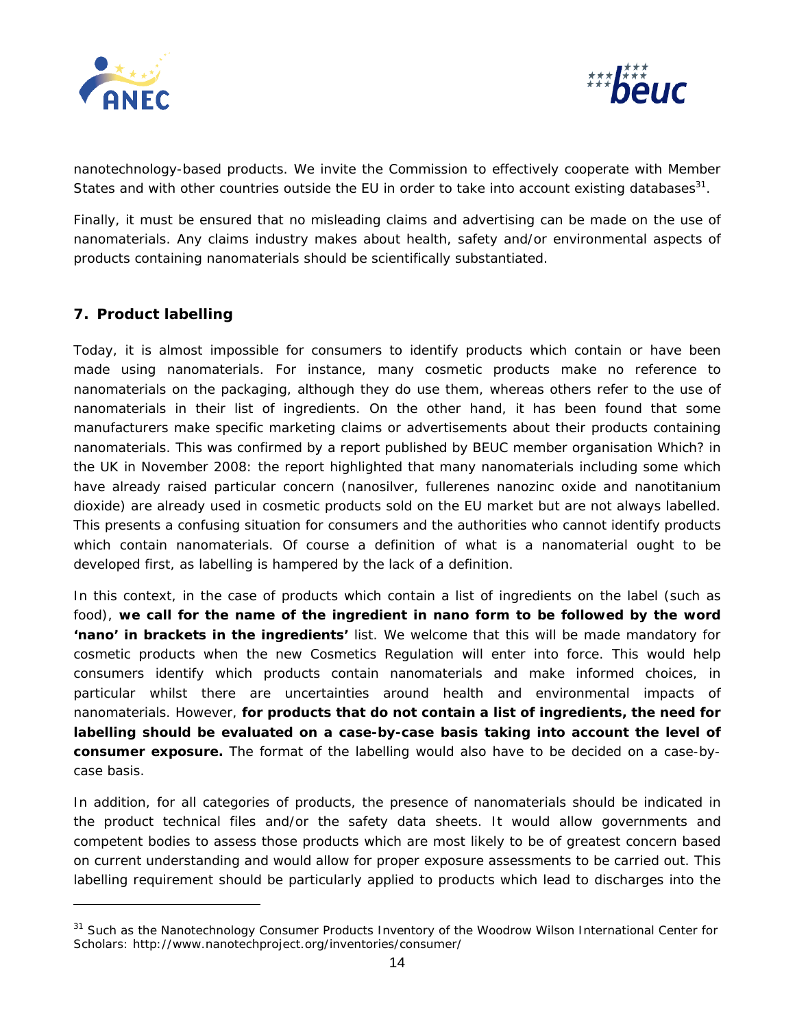nanotechnology-based products. We invite the Commission to effectively cooperate with Member States and with other countries outside the EU in order to take into account existing databases[31].

Finally, it must be ensured that no misleading claims and advertising can be made on the use of nanomaterials. Any claims industry makes about health, safety and/or environmental aspects of products containing nanomaterials should be scientifically substantiated.

## 7. Product labelling

Today, it is almost impossible for consumers to identify products which contain or have been made using nanomaterials. For instance, many cosmetic products make no reference to nanomaterials on the packaging, although they do use them, whereas others refer to the use of nanomaterials in their list of ingredients. On the other hand, it has been found that some manufacturers make specific marketing claims or advertisements about their products containing nanomaterials. This was confirmed by a report published by BEUC member organisation Which? in the UK in November 2008: the report highlighted that many nanomaterials including some which have already raised particular concern (nanosilver, fullerenes nanozinc oxide and nanotitanium dioxide) are already used in cosmetic products sold on the EU market but are not always labelled. This presents a confusing situation for consumers and the authorities who cannot identify products which contain nanomaterials. Of course a definition of what is a nanomaterial ought to be developed first, as labelling is hampered by the lack of a definition.

In this context, in the case of products which contain a list of ingredients on the label (such as food), **we call for the name of the ingredient in nano form to be followed by the word 'nano' in brackets in the ingredients'** list. We welcome that this will be made mandatory for cosmetic products when the new Cosmetics Regulation will enter into force. This would help consumers identify which products contain nanomaterials and make informed choices, in particular whilst there are uncertainties around health and environmental impacts of nanomaterials. However, **for products that do not contain a list of ingredients, the need for labelling should be evaluated on a case-by-case basis taking into account the level of consumer exposure.** The format of the labelling would also have to be decided on a case-by-case basis.

In addition, for all categories of products, the presence of nanomaterials should be indicated in the product technical files and/or the safety data sheets. It would allow governments and competent bodies to assess those products which are most likely to be of greatest concern based on current understanding and would allow for proper exposure assessments to be carried out. This labelling requirement should be particularly applied to products which lead to discharges into the

---

[31] Such as the Nanotechnology Consumer Products Inventory of the Woodrow Wilson International Center for Scholars: http://www.nanotechproject.org/inventories/consumer/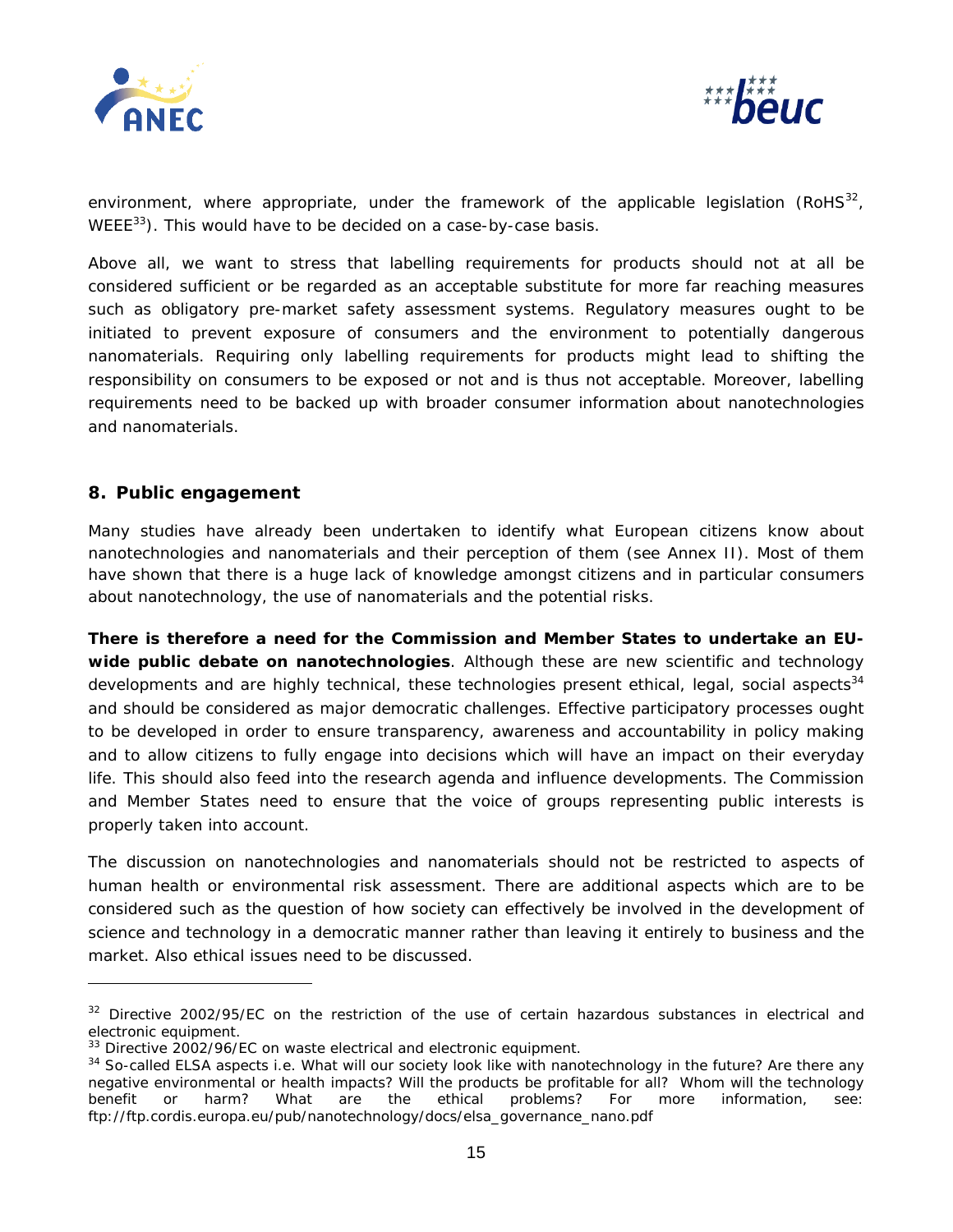environment, where appropriate, under the framework of the applicable legislation (RoHS[32], WEEE[33]). This would have to be decided on a case-by-case basis.

Above all, we want to stress that labelling requirements for products should not at all be considered sufficient or be regarded as an acceptable substitute for more far reaching measures such as obligatory pre-market safety assessment systems. Regulatory measures ought to be initiated to prevent exposure of consumers and the environment to potentially dangerous nanomaterials. Requiring only labelling requirements for products might lead to shifting the responsibility on consumers to be exposed or not and is thus not acceptable. Moreover, labelling requirements need to be backed up with broader consumer information about nanotechnologies and nanomaterials.

## 8. Public engagement

Many studies have already been undertaken to identify what European citizens know about nanotechnologies and nanomaterials and their perception of them (see Annex II). Most of them have shown that there is a huge lack of knowledge amongst citizens and in particular consumers about nanotechnology, the use of nanomaterials and the potential risks.

**There is therefore a need for the Commission and Member States to undertake an EU-wide public debate on nanotechnologies**. Although these are new scientific and technology developments and are highly technical, these technologies present ethical, legal, social aspects[34] and should be considered as major democratic challenges. Effective participatory processes ought to be developed in order to ensure transparency, awareness and accountability in policy making and to allow citizens to fully engage into decisions which will have an impact on their everyday life. This should also feed into the research agenda and influence developments. The Commission and Member States need to ensure that the voice of groups representing public interests is properly taken into account.

The discussion on nanotechnologies and nanomaterials should not be restricted to aspects of human health or environmental risk assessment. There are additional aspects which are to be considered such as the question of how society can effectively be involved in the development of science and technology in a democratic manner rather than leaving it entirely to business and the market. Also ethical issues need to be discussed.

---

[32] Directive 2002/95/EC on the restriction of the use of certain hazardous substances in electrical and electronic equipment.

[33] Directive 2002/96/EC on waste electrical and electronic equipment.

[34] So-called ELSA aspects i.e. What will our society look like with nanotechnology in the future? Are there any negative environmental or health impacts? Will the products be profitable for all? Whom will the technology benefit or harm? What are the ethical problems? For more information, see: ftp://ftp.cordis.europa.eu/pub/nanotechnology/docs/elsa_governance_nano.pdf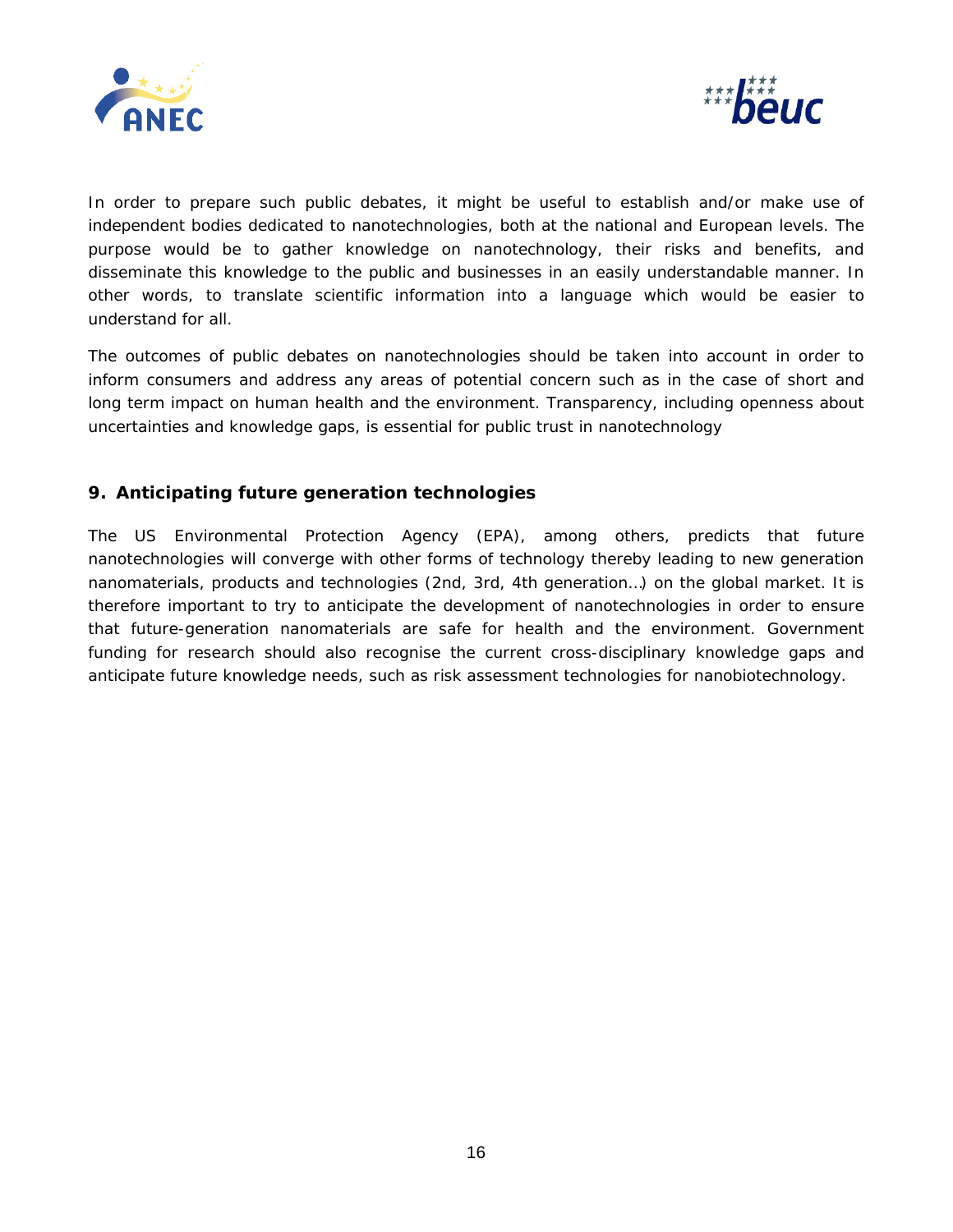In order to prepare such public debates, it might be useful to establish and/or make use of independent bodies dedicated to nanotechnologies, both at the national and European levels. The purpose would be to gather knowledge on nanotechnology, their risks and benefits, and disseminate this knowledge to the public and businesses in an easily understandable manner. In other words, to translate scientific information into a language which would be easier to understand for all.

The outcomes of public debates on nanotechnologies should be taken into account in order to inform consumers and address any areas of potential concern such as in the case of short and long term impact on human health and the environment. Transparency, including openness about uncertainties and knowledge gaps, is essential for public trust in nanotechnology

## 9. Anticipating future generation technologies

The US Environmental Protection Agency (EPA), among others, predicts that future nanotechnologies will converge with other forms of technology thereby leading to new generation nanomaterials, products and technologies (2nd, 3rd, 4th generation…) on the global market. It is therefore important to try to anticipate the development of nanotechnologies in order to ensure that future-generation nanomaterials are safe for health and the environment. Government funding for research should also recognise the current cross-disciplinary knowledge gaps and anticipate future knowledge needs, such as risk assessment technologies for nanobiotechnology.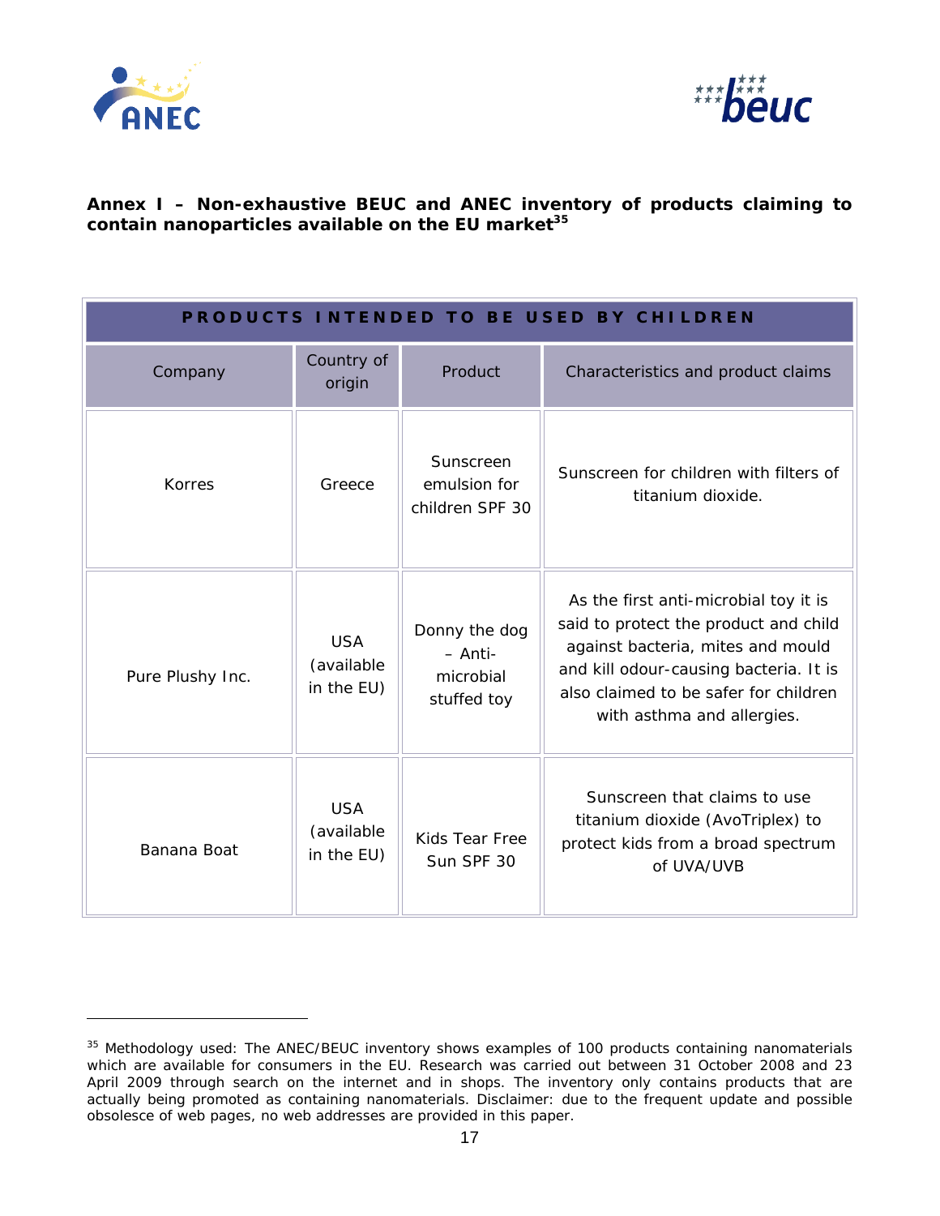**Annex I – Non-exhaustive BEUC and ANEC inventory of products claiming to contain nanoparticles available on the EU market**[35]

| PRODUCTS INTENDED TO BE USED BY CHILDREN | | | |
|---|---|---|---|
| Company | Country of origin | Product | Characteristics and product claims |
| Korres | Greece | Sunscreen emulsion for children SPF 30 | Sunscreen for children with filters of titanium dioxide. |
| Pure Plushy Inc. | USA (available in the EU) | Donny the dog – Anti-microbial stuffed toy | As the first anti-microbial toy it is said to protect the product and child against bacteria, mites and mould and kill odour-causing bacteria. It is also claimed to be safer for children with asthma and allergies. |
| Banana Boat | USA (available in the EU) | Kids Tear Free Sun SPF 30 | Sunscreen that claims to use titanium dioxide (AvoTriplex) to protect kids from a broad spectrum of UVA/UVB |

[35] Methodology used: The ANEC/BEUC inventory shows examples of 100 products containing nanomaterials which are available for consumers in the EU. Research was carried out between 31 October 2008 and 23 April 2009 through search on the internet and in shops. The inventory only contains products that are actually being promoted as containing nanomaterials. Disclaimer: due to the frequent update and possible obsolesce of web pages, no web addresses are provided in this paper.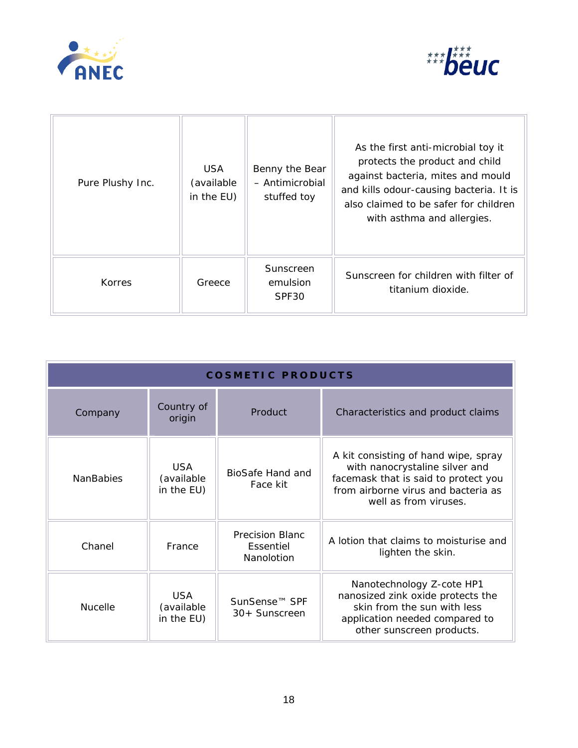| | | | |
|---|---|---|---|
| Pure Plushy Inc. | USA (available in the EU) | Benny the Bear – Antimicrobial stuffed toy | As the first anti-microbial toy it protects the product and child against bacteria, mites and mould and kills odour-causing bacteria. It is also claimed to be safer for children with asthma and allergies. |
| Korres | Greece | Sunscreen emulsion SPF30 | Sunscreen for children with filter of titanium dioxide. |

| COSMETIC PRODUCTS | | | |
|---|---|---|---|
| Company | Country of origin | Product | Characteristics and product claims |
| NanBabies | USA (available in the EU) | BioSafe Hand and Face kit | A kit consisting of hand wipe, spray with nanocrystaline silver and facemask that is said to protect you from airborne virus and bacteria as well as from viruses. |
| Chanel | France | Precision Blanc Essentiel Nanolotion | A lotion that claims to moisturise and lighten the skin. |
| Nucelle | USA (available in the EU) | SunSense™ SPF 30+ Sunscreen | Nanotechnology Z-cote HP1 nanosized zink oxide protects the skin from the sun with less application needed compared to other sunscreen products. |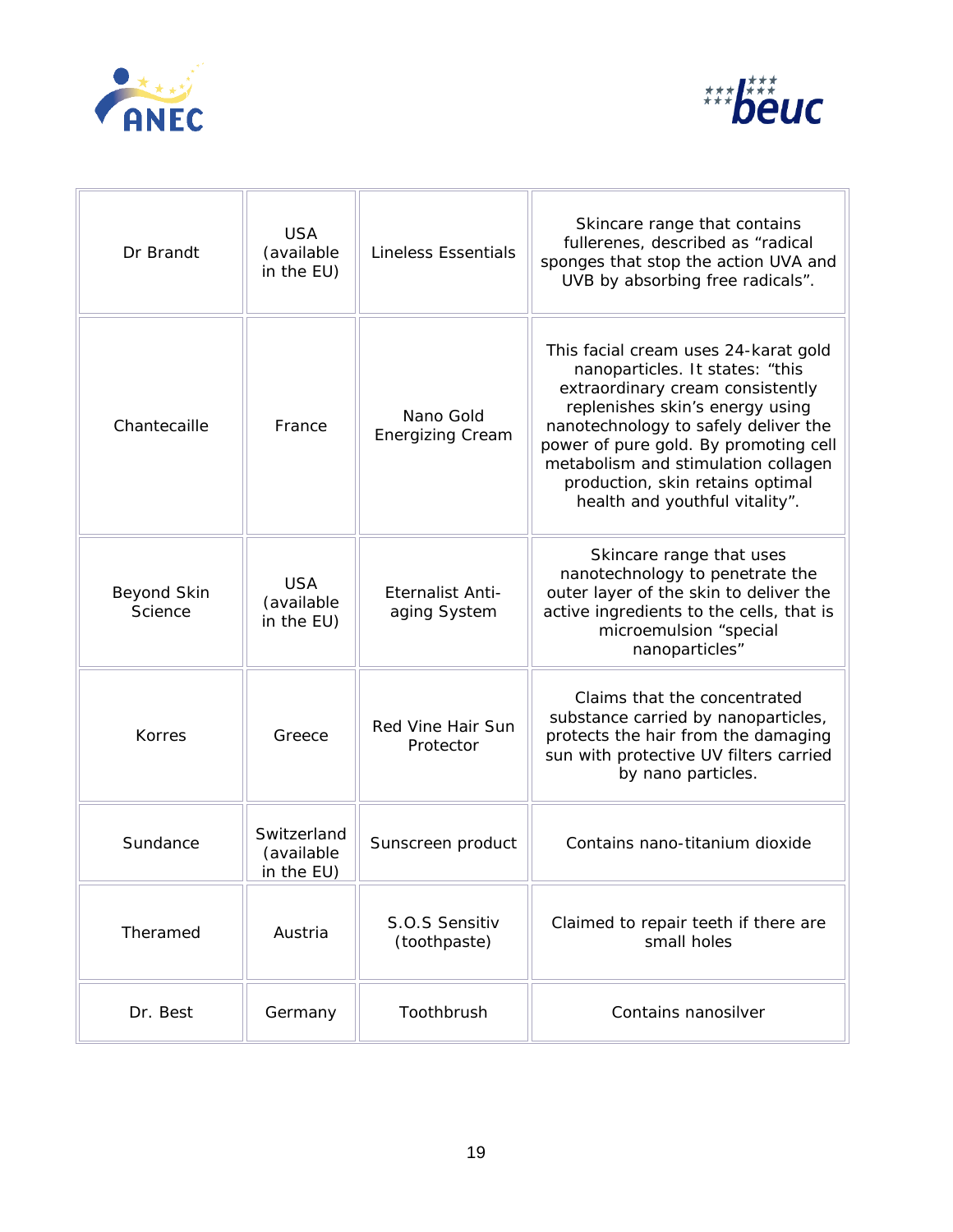| | | | |
|---|---|---|---|
| Dr Brandt | USA (available in the EU) | Lineless Essentials | Skincare range that contains fullerenes, described as "radical sponges that stop the action UVA and UVB by absorbing free radicals". |
| Chantecaille | France | Nano Gold Energizing Cream | This facial cream uses 24-karat gold nanoparticles. It states: "this extraordinary cream consistently replenishes skin's energy using nanotechnology to safely deliver the power of pure gold. By promoting cell metabolism and stimulation collagen production, skin retains optimal health and youthful vitality". |
| Beyond Skin Science | USA (available in the EU) | Eternalist Anti-aging System | Skincare range that uses nanotechnology to penetrate the outer layer of the skin to deliver the active ingredients to the cells, that is microemulsion "special nanoparticles" |
| Korres | Greece | Red Vine Hair Sun Protector | Claims that the concentrated substance carried by nanoparticles, protects the hair from the damaging sun with protective UV filters carried by nano particles. |
| Sundance | Switzerland (available in the EU) | Sunscreen product | Contains nano-titanium dioxide |
| Theramed | Austria | S.O.S Sensitiv (toothpaste) | Claimed to repair teeth if there are small holes |
| Dr. Best | Germany | Toothbrush | Contains nanosilver |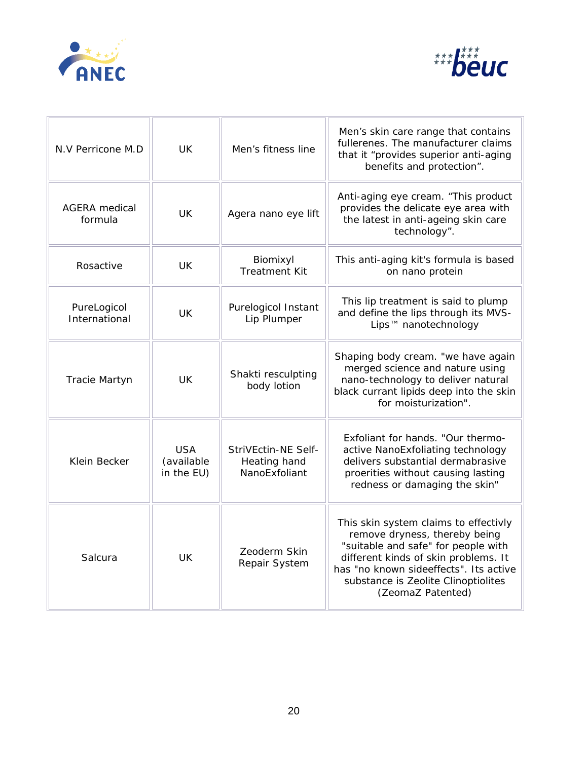| | | | |
|---|---|---|---|
| N.V Perricone M.D | UK | Men's fitness line | Men's skin care range that contains fullerenes. The manufacturer claims that it "provides superior anti-aging benefits and protection". |
| AGERA medical formula | UK | Agera nano eye lift | Anti-aging eye cream. "This product provides the delicate eye area with the latest in anti-ageing skin care technology". |
| Rosactive | UK | Biomixyl Treatment Kit | This anti-aging kit's formula is based on nano protein |
| PureLogicol International | UK | Purelogicol Instant Lip Plumper | This lip treatment is said to plump and define the lips through its MVS-Lips™ nanotechnology |
| Tracie Martyn | UK | Shakti resculpting body lotion | Shaping body cream. "we have again merged science and nature using nano-technology to deliver natural black currant lipids deep into the skin for moisturization". |
| Klein Becker | USA (available in the EU) | StriVEctin-NE Self-Heating hand NanoExfoliant | Exfoliant for hands. "Our thermo-active NanoExfoliating technology delivers substantial dermabrasive proerities without causing lasting redness or damaging the skin" |
| Salcura | UK | Zeoderm Skin Repair System | This skin system claims to effectivly remove dryness, thereby being "suitable and safe" for people with different kinds of skin problems. It has "no known sideeffects". Its active substance is Zeolite Clinoptiolites (ZeomaZ Patented) |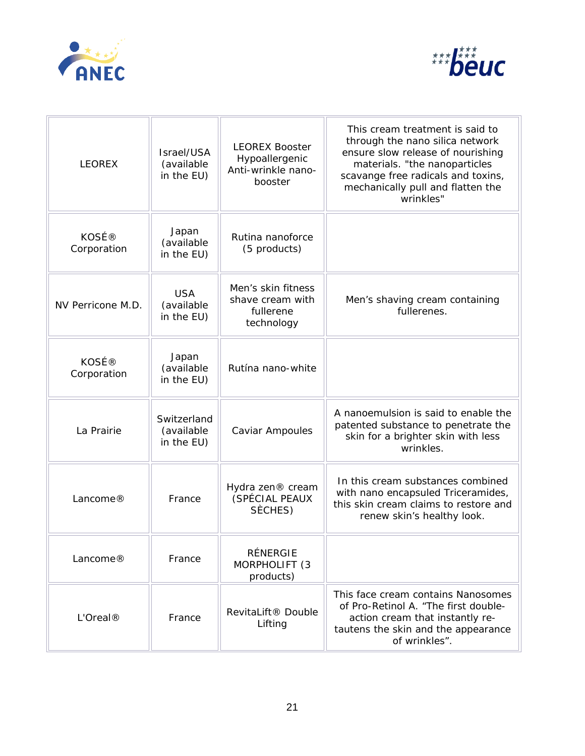| | | | |
|---|---|---|---|
| LEOREX | Israel/USA (available in the EU) | LEOREX Booster Hypoallergenic Anti-wrinkle nano-booster | This cream treatment is said to through the nano silica network ensure slow release of nourishing materials. "the nanoparticles scavange free radicals and toxins, mechanically pull and flatten the wrinkles" |
| KOSÉ® Corporation | Japan (available in the EU) | Rutina nanoforce (5 products) | |
| NV Perricone M.D. | USA (available in the EU) | Men's skin fitness shave cream with fullerene technology | Men's shaving cream containing fullerenes. |
| KOSÉ® Corporation | Japan (available in the EU) | Rutína nano-white | |
| La Prairie | Switzerland (available in the EU) | Caviar Ampoules | A nanoemulsion is said to enable the patented substance to penetrate the skin for a brighter skin with less wrinkles. |
| Lancome® | France | Hydra zen® cream (SPÉCIAL PEAUX SÈCHES) | In this cream substances combined with nano encapsuled Triceramides, this skin cream claims to restore and renew skin's healthy look. |
| Lancome® | France | RÉNERGIE MORPHOLIFT (3 products) | |
| L'Oreal® | France | RevitaLift® Double Lifting | This face cream contains Nanosomes of Pro-Retinol A. "The first double-action cream that instantly re-tautens the skin and the appearance of wrinkles". |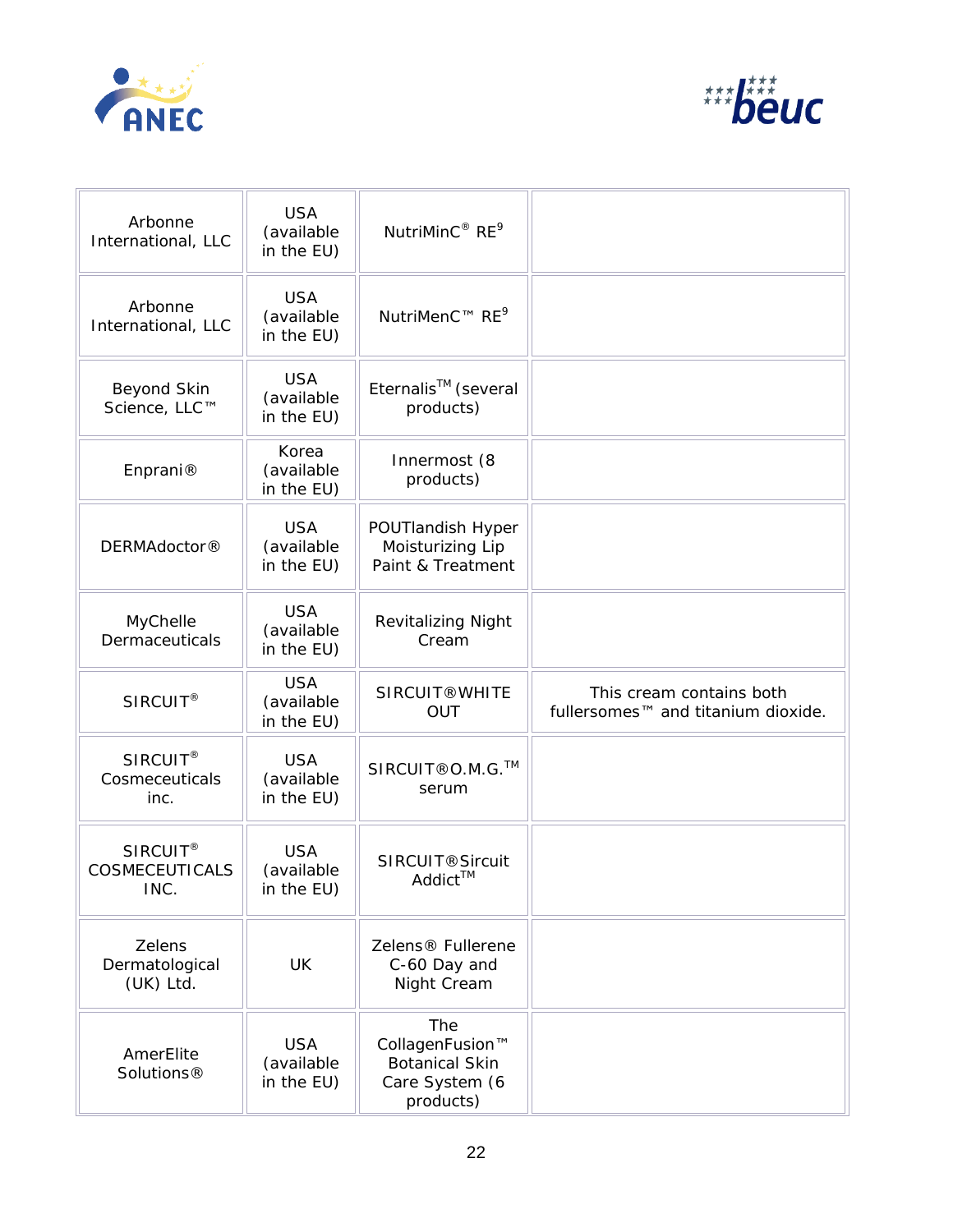| | | | |
|---|---|---|---|
| Arbonne International, LLC | USA (available in the EU) | NutriMinC® RE9 | |
| Arbonne International, LLC | USA (available in the EU) | NutriMenC™ RE9 | |
| Beyond Skin Science, LLC™ | USA (available in the EU) | Eternalis™ (several products) | |
| Enprani® | Korea (available in the EU) | Innermost (8 products) | |
| DERMAdoctor® | USA (available in the EU) | POUTlandish Hyper Moisturizing Lip Paint & Treatment | |
| MyChelle Dermaceuticals | USA (available in the EU) | Revitalizing Night Cream | |
| SIRCUIT® | USA (available in the EU) | SIRCUIT®WHITE OUT | This cream contains both fullersomes™ and titanium dioxide. |
| SIRCUIT® Cosmeceuticals inc. | USA (available in the EU) | SIRCUIT®O.M.G.™ serum | |
| SIRCUIT® COSMECEUTICALS INC. | USA (available in the EU) | SIRCUIT®Sircuit Addict™ | |
| Zelens Dermatological (UK) Ltd. | UK | Zelens® Fullerene C-60 Day and Night Cream | |
| AmerElite Solutions® | USA (available in the EU) | The CollagenFusion™ Botanical Skin Care System (6 products) | |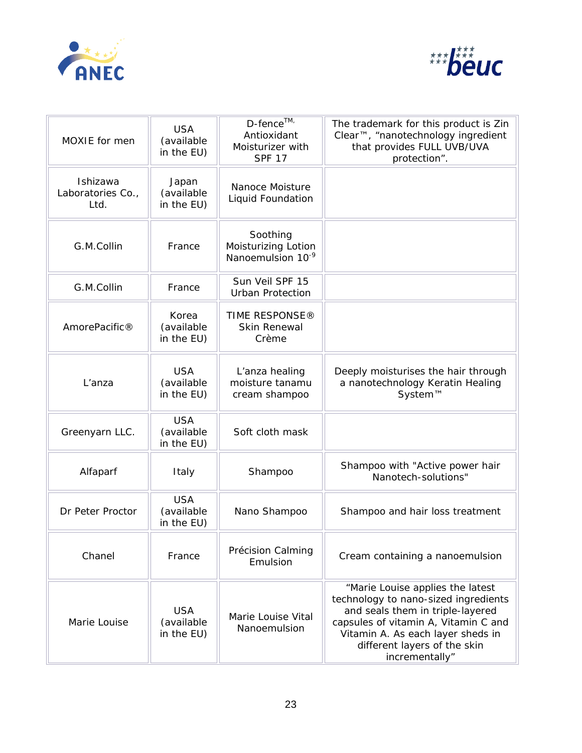| | | | |
|---|---|---|---|
| MOXIE for men | USA (available in the EU) | D-fence™, Antioxidant Moisturizer with SPF 17 | The trademark for this product is Zin Clear™, "nanotechnology ingredient that provides FULL UVB/UVA protection". |
| Ishizawa Laboratories Co., Ltd. | Japan (available in the EU) | Nanoce Moisture Liquid Foundation | |
| G.M.Collin | France | Soothing Moisturizing Lotion Nanoemulsion $10^{-9}$ | |
| G.M.Collin | France | Sun Veil SPF 15 Urban Protection | |
| AmorePacific® | Korea (available in the EU) | TIME RESPONSE® Skin Renewal Crème | |
| L'anza | USA (available in the EU) | L'anza healing moisture tanamu cream shampoo | Deeply moistures the hair through a nanotechnology Keratin Healing System™ |
| Greenyarn LLC. | USA (available in the EU) | Soft cloth mask | |
| Alfaparf | Italy | Shampoo | Shampoo with "Active power hair Nanotech-solutions" |
| Dr Peter Proctor | USA (available in the EU) | Nano Shampoo | Shampoo and hair loss treatment |
| Chanel | France | Précision Calming Emulsion | Cream containing a nanoemulsion |
| Marie Louise | USA (available in the EU) | Marie Louise Vital Nanoemulsion | "Marie Louise applies the latest technology to nano-sized ingredients and seals them in triple-layered capsules of vitamin A, Vitamin C and Vitamin A. As each layer sheds in different layers of the skin incrementally" |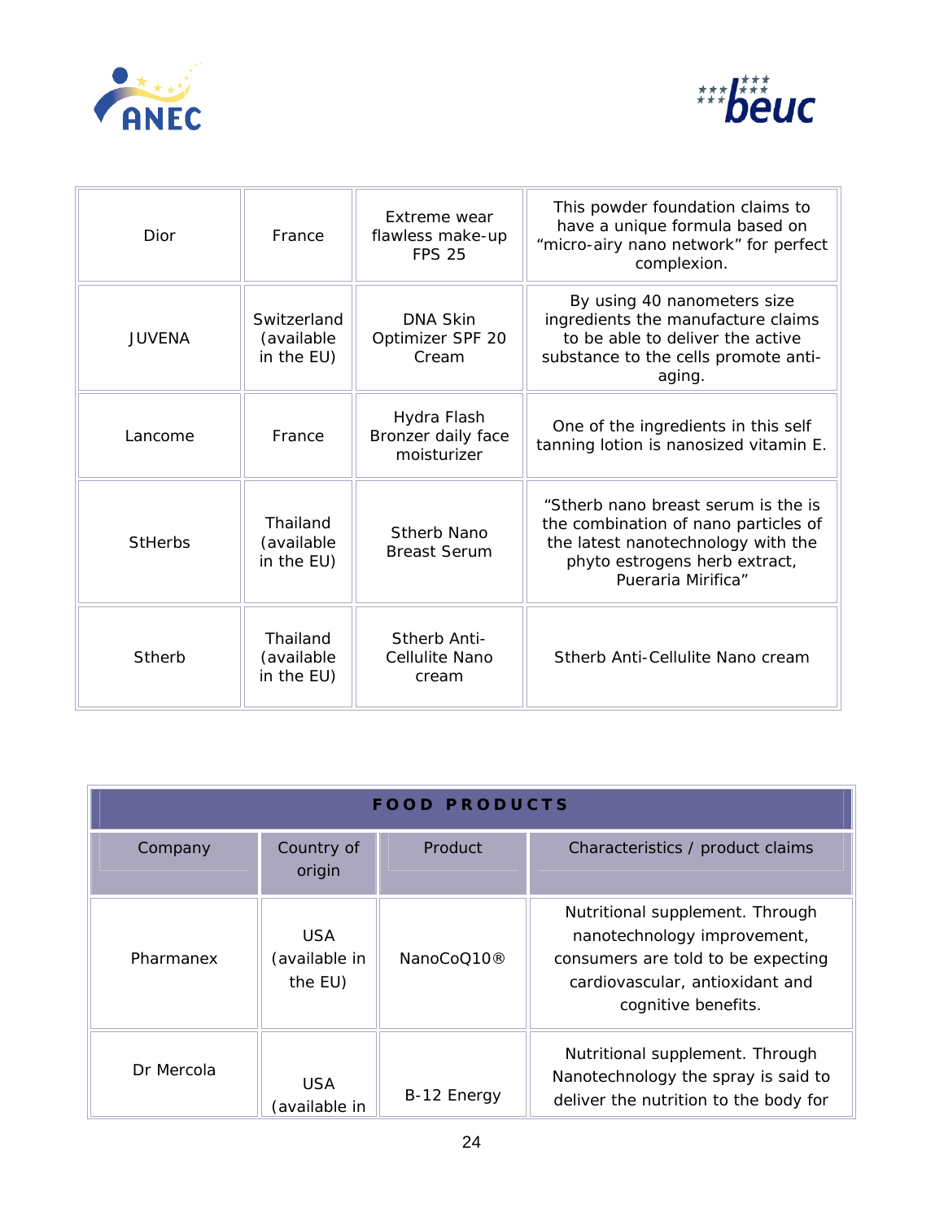| | | | |
|---|---|---|---|
| Dior | France | Extreme wear flawless make-up FPS 25 | This powder foundation claims to have a unique formula based on “micro-airy nano network” for perfect complexion. |
| JUVENA | Switzerland (available in the EU) | DNA Skin Optimizer SPF 20 Cream | By using 40 nanometers size ingredients the manufacture claims to be able to deliver the active substance to the cells promote anti-aging. |
| Lancome | France | Hydra Flash Bronzer daily face moisturizer | One of the ingredients in this self tanning lotion is nanosized vitamin E. |
| StHerbs | Thailand (available in the EU) | Stherb Nano Breast Serum | “Stherb nano breast serum is the is the combination of nano particles of the latest nanotechnology with the phyto estrogens herb extract, Pueraria Mirifica” |
| Stherb | Thailand (available in the EU) | Stherb Anti-Cellulite Nano cream | Stherb Anti-Cellulite Nano cream |

| FOOD PRODUCTS | | | |
|---|---|---|---|
| Company | Country of origin | Product | Characteristics / product claims |
| Pharmanex | USA (available in the EU) | NanoCoQ10® | Nutritional supplement. Through nanotechnology improvement, consumers are told to be expecting cardiovascular, antioxidant and cognitive benefits. |
| Dr Mercola | USA (available in | B-12 Energy | Nutritional supplement. Through Nanotechnology the spray is said to deliver the nutrition to the body for |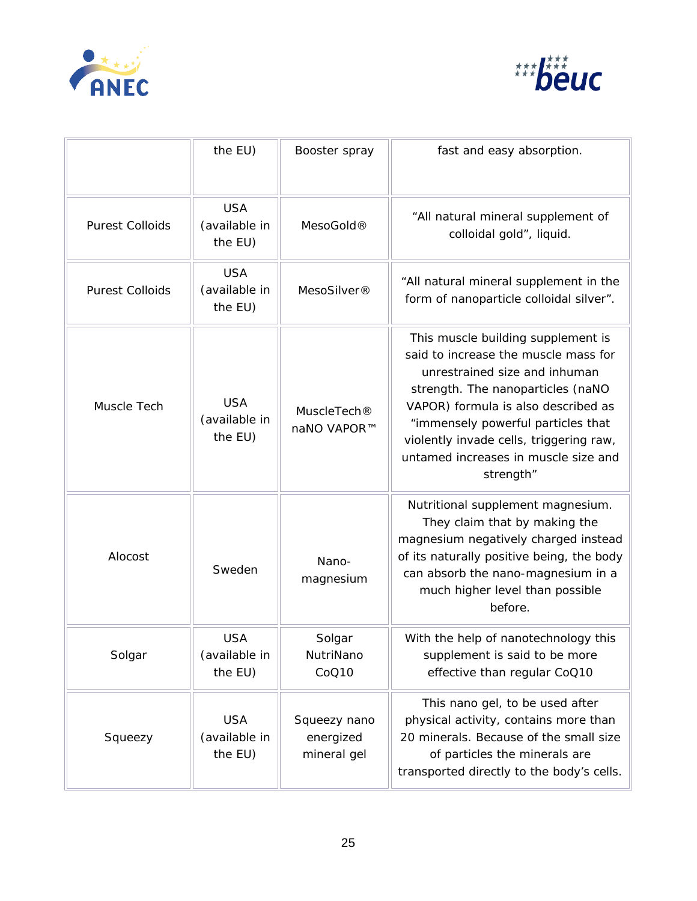| | | | |
|---|---|---|---|
| | the EU) | Booster spray | fast and easy absorption. |
| Purest Colloids | USA (available in the EU) | MesoGold® | “All natural mineral supplement of colloidal gold”, liquid. |
| Purest Colloids | USA (available in the EU) | MesoSilver® | “All natural mineral supplement in the form of nanoparticle colloidal silver”. |
| Muscle Tech | USA (available in the EU) | MuscleTech® naNO VAPOR™ | This muscle building supplement is said to increase the muscle mass for unrestrained size and inhuman strength. The nanoparticles (naNO VAPOR) formula is also described as “immensely powerful particles that violently invade cells, triggering raw, untamed increases in muscle size and strength” |
| Alocost | Sweden | Nano-magnesium | Nutritional supplement magnesium. They claim that by making the magnesium negatively charged instead of its naturally positive being, the body can absorb the nano-magnesium in a much higher level than possible before. |
| Solgar | USA (available in the EU) | Solgar NutriNano CoQ10 | With the help of nanotechnology this supplement is said to be more effective than regular CoQ10 |
| Squeezy | USA (available in the EU) | Squeezy nano energized mineral gel | This nano gel, to be used after physical activity, contains more than 20 minerals. Because of the small size of particles the minerals are transported directly to the body’s cells. |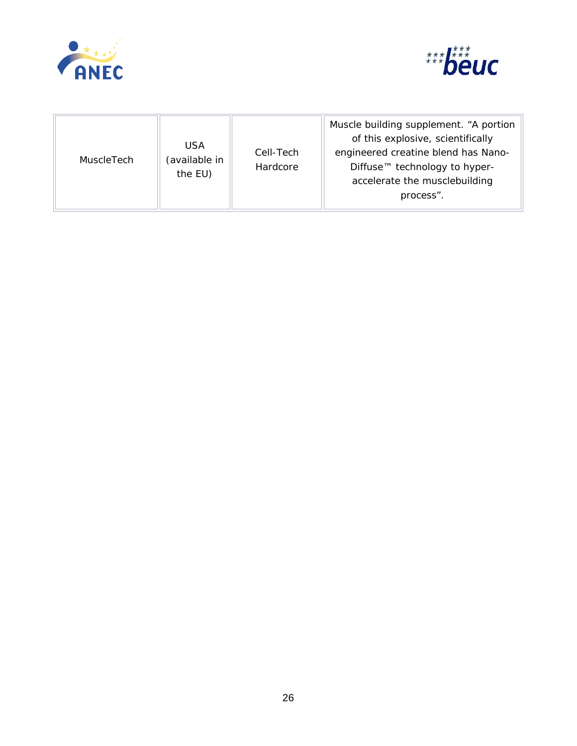| | | | |
|---|---|---|---|
| MuscleTech | USA (available in the EU) | Cell-Tech Hardcore | Muscle building supplement. "A portion of this explosive, scientifically engineered creatine blend has Nano-Diffuse™ technology to hyper-accelerate the musclebuilding process". |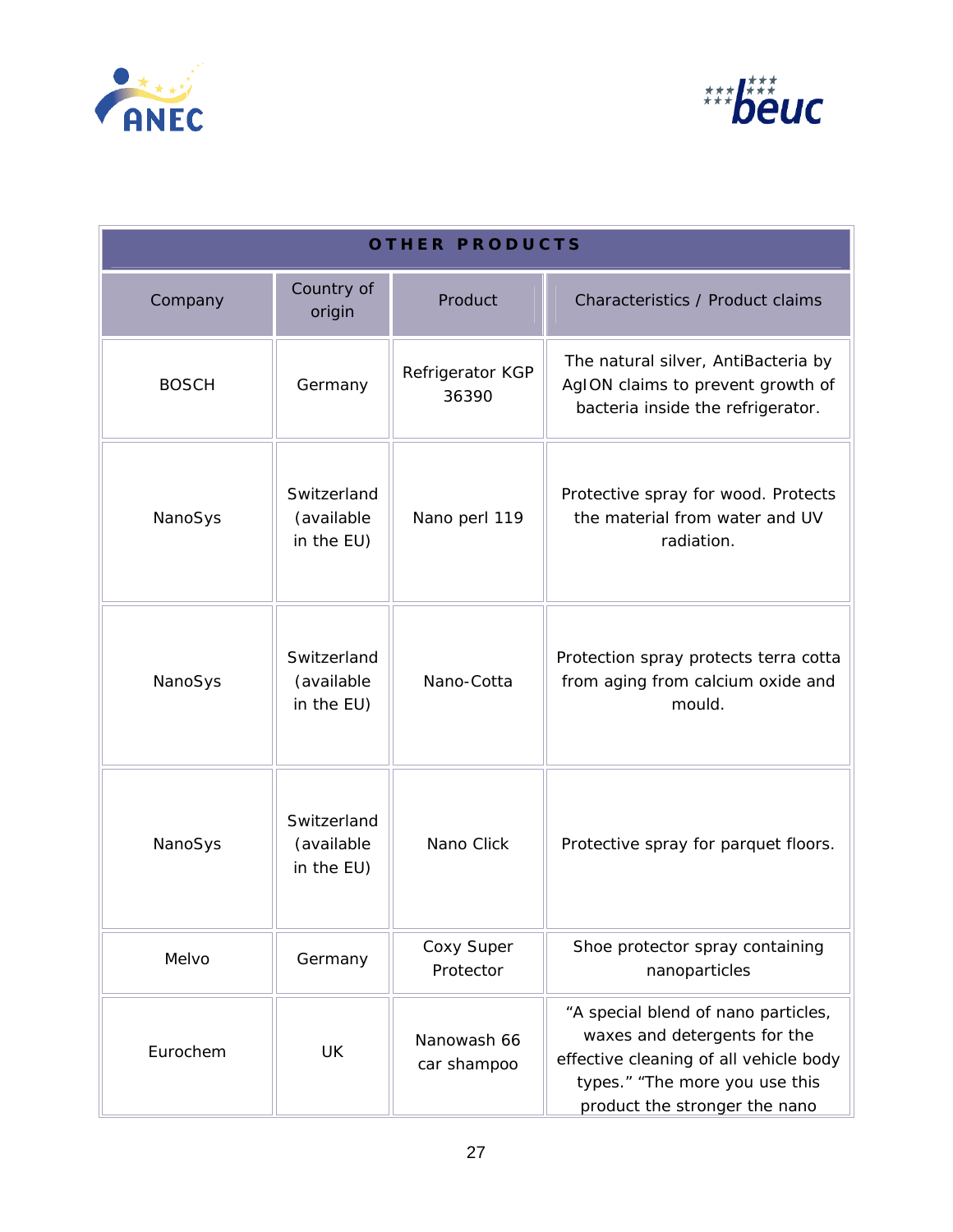| OTHER PRODUCTS | | | |
|---|---|---|---|
| Company | Country of origin | Product | Characteristics / Product claims |
| BOSCH | Germany | Refrigerator KGP 36390 | The natural silver, AntiBacteria by AgION claims to prevent growth of bacteria inside the refrigerator. |
| NanoSys | Switzerland (available in the EU) | Nano perl 119 | Protective spray for wood. Protects the material from water and UV radiation. |
| NanoSys | Switzerland (available in the EU) | Nano-Cotta | Protection spray protects terra cotta from aging from calcium oxide and mould. |
| NanoSys | Switzerland (available in the EU) | Nano Click | Protective spray for parquet floors. |
| Melvo | Germany | Coxy Super Protector | Shoe protector spray containing nanoparticles |
| Eurochem | UK | Nanowash 66 car shampoo | "A special blend of nano particles, waxes and detergents for the effective cleaning of all vehicle body types." "The more you use this product the stronger the nano |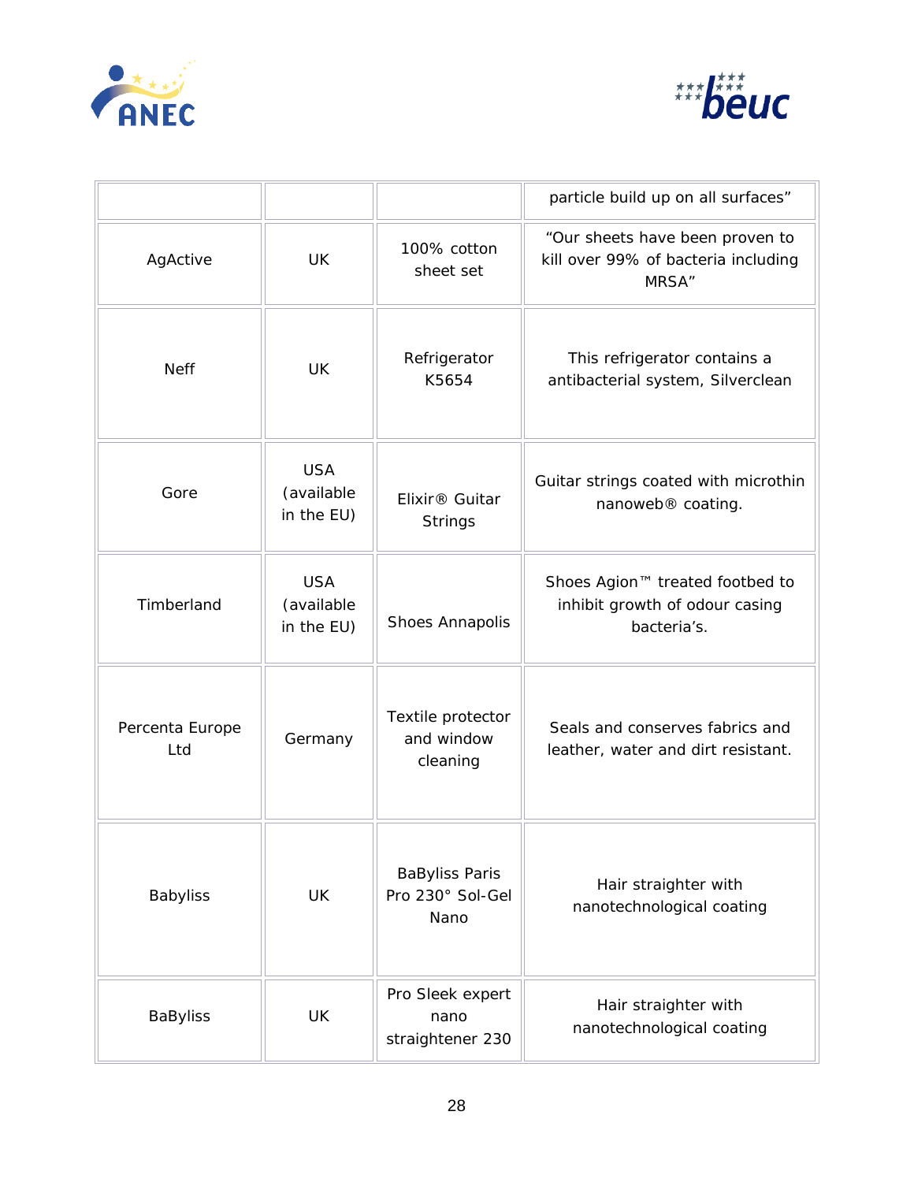| | | | |
|---|---|---|---|
| | | | particle build up on all surfaces” |
| AgActive | UK | 100% cotton sheet set | “Our sheets have been proven to kill over 99% of bacteria including MRSA” |
| Neff | UK | Refrigerator K5654 | This refrigerator contains a antibacterial system, Silverclean |
| Gore | USA (available in the EU) | Elixir® Guitar Strings | Guitar strings coated with microthin nanoweb® coating. |
| Timberland | USA (available in the EU) | Shoes Annapolis | Shoes Agion™ treated footbed to inhibit growth of odour casing bacteria’s. |
| Percenta Europe Ltd | Germany | Textile protector and window cleaning | Seals and conserves fabrics and leather, water and dirt resistant. |
| Babyliss | UK | BaByliss Paris Pro 230° Sol-Gel Nano | Hair straighter with nanotechnological coating |
| BaByliss | UK | Pro Sleek expert nano straightener 230 | Hair straighter with nanotechnological coating |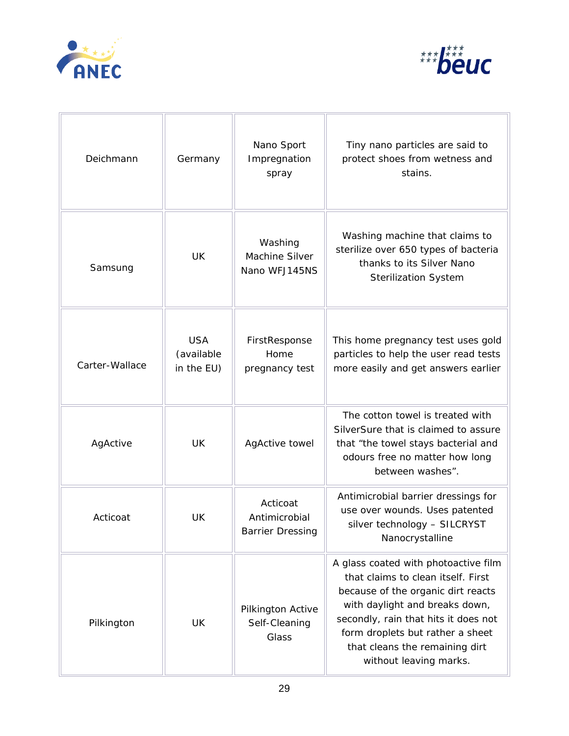| | | | |
|---|---|---|---|
| Deichmann | Germany | Nano Sport Impregnation spray | Tiny nano particles are said to protect shoes from wetness and stains. |
| Samsung | UK | Washing Machine Silver Nano WFJ145NS | Washing machine that claims to sterilize over 650 types of bacteria thanks to its Silver Nano Sterilization System |
| Carter-Wallace | USA (available in the EU) | FirstResponse Home pregnancy test | This home pregnancy test uses gold particles to help the user read tests more easily and get answers earlier |
| AgActive | UK | AgActive towel | The cotton towel is treated with SilverSure that is claimed to assure that "the towel stays bacterial and odours free no matter how long between washes". |
| Acticoat | UK | Acticoat Antimicrobial Barrier Dressing | Antimicrobial barrier dressings for use over wounds. Uses patented silver technology – SILCRYST Nanocrystalline |
| Pilkington | UK | Pilkington Active Self-Cleaning Glass | A glass coated with photoactive film that claims to clean itself. First because of the organic dirt reacts with daylight and breaks down, secondly, rain that hits it does not form droplets but rather a sheet that cleans the remaining dirt without leaving marks. |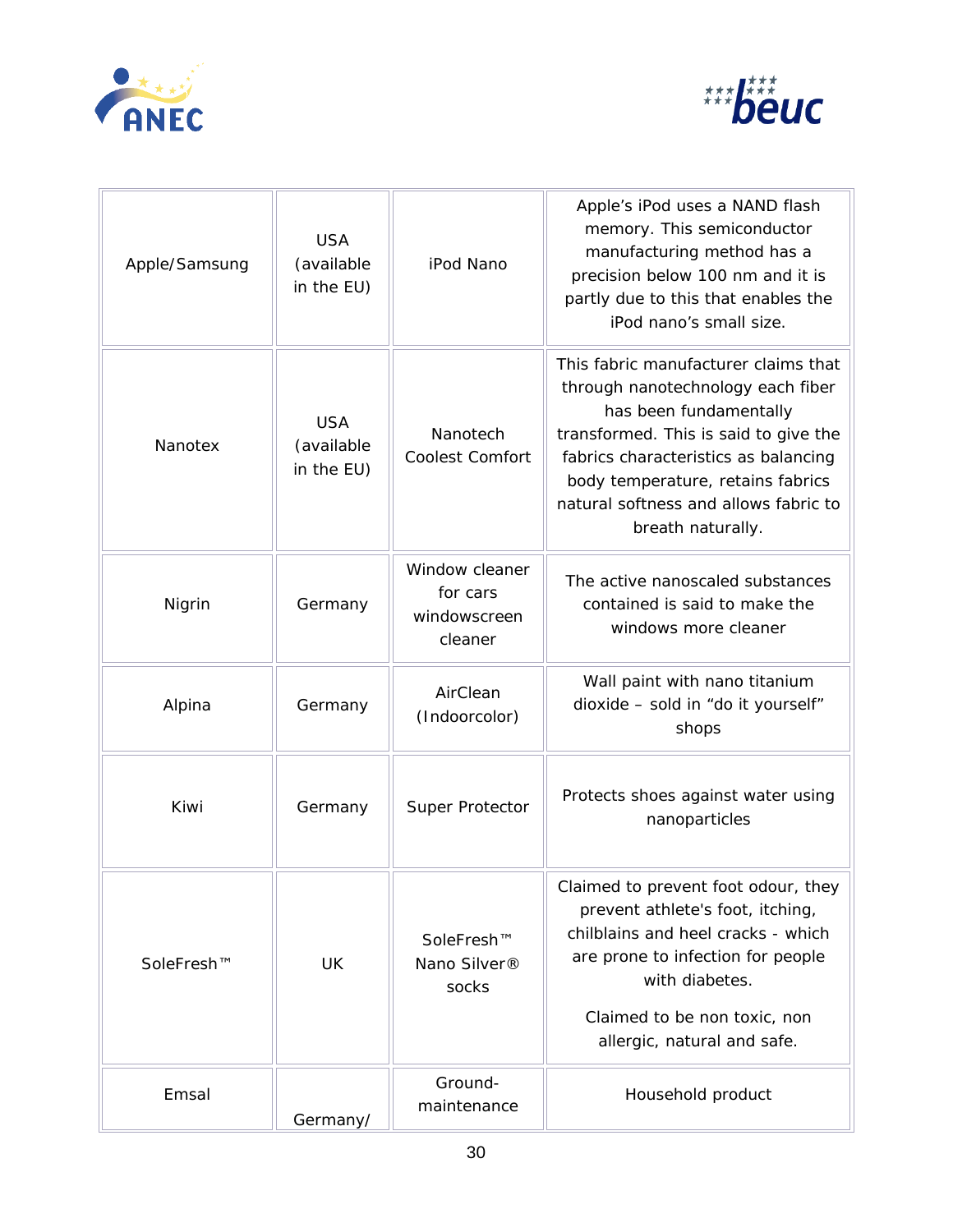| Apple/Samsung | USA (available in the EU) | iPod Nano | Apple's iPod uses a NAND flash memory. This semiconductor manufacturing method has a precision below 100 nm and it is partly due to this that enables the iPod nano's small size. |
|---|---|---|---|
| Nanotex | USA (available in the EU) | Nanotech Coolest Comfort | This fabric manufacturer claims that through nanotechnology each fiber has been fundamentally transformed. This is said to give the fabrics characteristics as balancing body temperature, retains fabrics natural softness and allows fabric to breath naturally. |
| Nigrin | Germany | Window cleaner for cars windowscreen cleaner | The active nanoscaled substances contained is said to make the windows more cleaner |
| Alpina | Germany | AirClean (Indoorcolor) | Wall paint with nano titanium dioxide – sold in "do it yourself" shops |
| Kiwi | Germany | Super Protector | Protects shoes against water using nanoparticles |
| SoleFresh™ | UK | SoleFresh™ Nano Silver® socks | Claimed to prevent foot odour, they prevent athlete's foot, itching, chilblains and heel cracks - which are prone to infection for people with diabetes.<br><br>Claimed to be non toxic, non allergic, natural and safe. |
| Emsal | Germany/ | Ground-maintenance | Household product |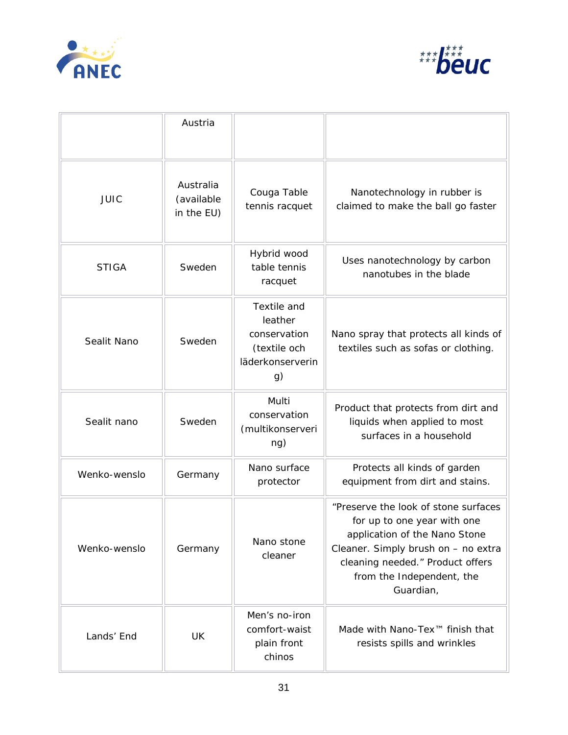| | | | |
|---|---|---|---|
| | Austria | | |
| JUIC | Australia (available in the EU) | Couga Table tennis racquet | Nanotechnology in rubber is claimed to make the ball go faster |
| STIGA | Sweden | Hybrid wood table tennis racquet | Uses nanotechnology by carbon nanotubes in the blade |
| Sealit Nano | Sweden | Textile and leather conservation (textile och läderkonserverin g) | Nano spray that protects all kinds of textiles such as sofas or clothing. |
| Sealit nano | Sweden | Multi conservation (multikonserveri ng) | Product that protects from dirt and liquids when applied to most surfaces in a household |
| Wenko-wenslo | Germany | Nano surface protector | Protects all kinds of garden equipment from dirt and stains. |
| Wenko-wenslo | Germany | Nano stone cleaner | "Preserve the look of stone surfaces for up to one year with one application of the Nano Stone Cleaner. Simply brush on – no extra cleaning needed." Product offers from the Independent, the Guardian, |
| Lands' End | UK | Men's no-iron comfort-waist plain front chinos | Made with Nano-Tex™ finish that resists spills and wrinkles |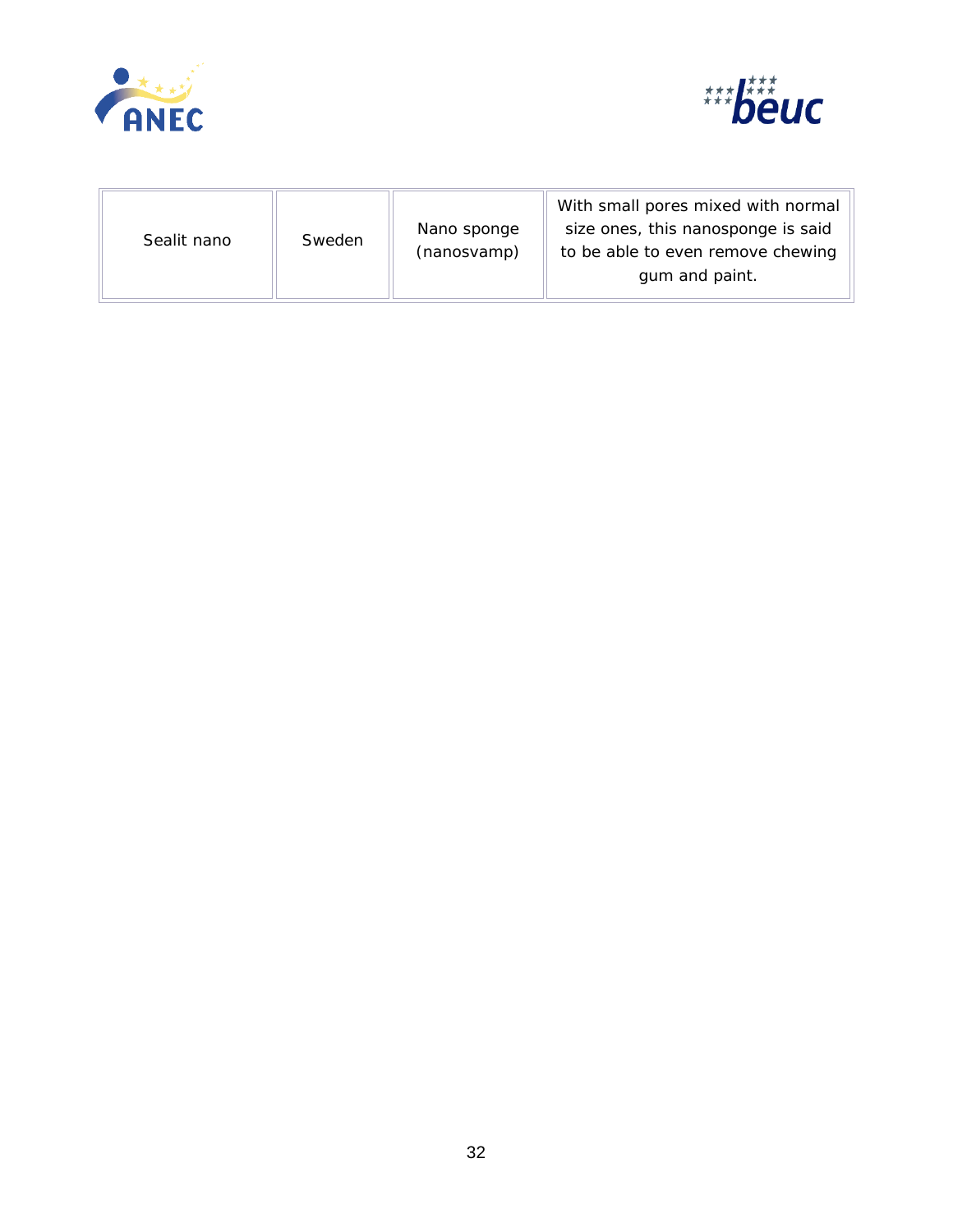| | | | |
|---|---|---|---|
| Sealit nano | Sweden | Nano sponge (nanosvamp) | With small pores mixed with normal size ones, this nanosponge is said to be able to even remove chewing gum and paint. |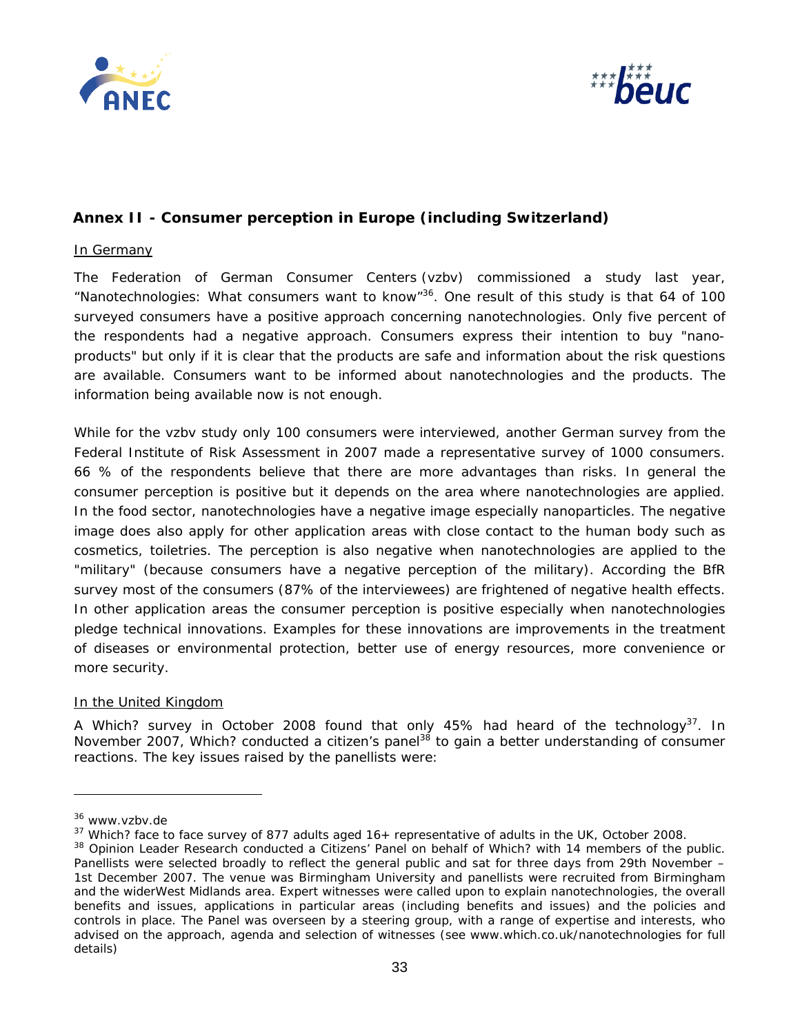## Annex II - Consumer perception in Europe (including Switzerland)

In Germany

The Federation of German Consumer Centers (vzbv) commissioned a study last year, "Nanotechnologies: What consumers want to know"[36]. One result of this study is that 64 of 100 surveyed consumers have a positive approach concerning nanotechnologies. Only five percent of the respondents had a negative approach. Consumers express their intention to buy "nano-products" but only if it is clear that the products are safe and information about the risk questions are available. Consumers want to be informed about nanotechnologies and the products. The information being available now is not enough.

While for the vzbv study only 100 consumers were interviewed, another German survey from the Federal Institute of Risk Assessment in 2007 made a representative survey of 1000 consumers. 66 % of the respondents believe that there are more advantages than risks. In general the consumer perception is positive but it depends on the area where nanotechnologies are applied. In the food sector, nanotechnologies have a negative image especially nanoparticles. The negative image does also apply for other application areas with close contact to the human body such as cosmetics, toiletries. The perception is also negative when nanotechnologies are applied to the "military" (because consumers have a negative perception of the military). According the BfR survey most of the consumers (87% of the interviewees) are frightened of negative health effects. In other application areas the consumer perception is positive especially when nanotechnologies pledge technical innovations. Examples for these innovations are improvements in the treatment of diseases or environmental protection, better use of energy resources, more convenience or more security.

In the United Kingdom

A Which? survey in October 2008 found that only 45% had heard of the technology[37]. In November 2007, Which? conducted a citizen's panel[38] to gain a better understanding of consumer reactions. The key issues raised by the panellists were:

---

[36] www.vzbv.de

[37] Which? face to face survey of 877 adults aged 16+ representative of adults in the UK, October 2008.

[38] Opinion Leader Research conducted a Citizens' Panel on behalf of Which? with 14 members of the public. Panellists were selected broadly to reflect the general public and sat for three days from 29th November – 1st December 2007. The venue was Birmingham University and panellists were recruited from Birmingham and the widerWest Midlands area. Expert witnesses were called upon to explain nanotechnologies, the overall benefits and issues, applications in particular areas (including benefits and issues) and the policies and controls in place. The Panel was overseen by a steering group, with a range of expertise and interests, who advised on the approach, agenda and selection of witnesses (see www.which.co.uk/nanotechnologies for full details)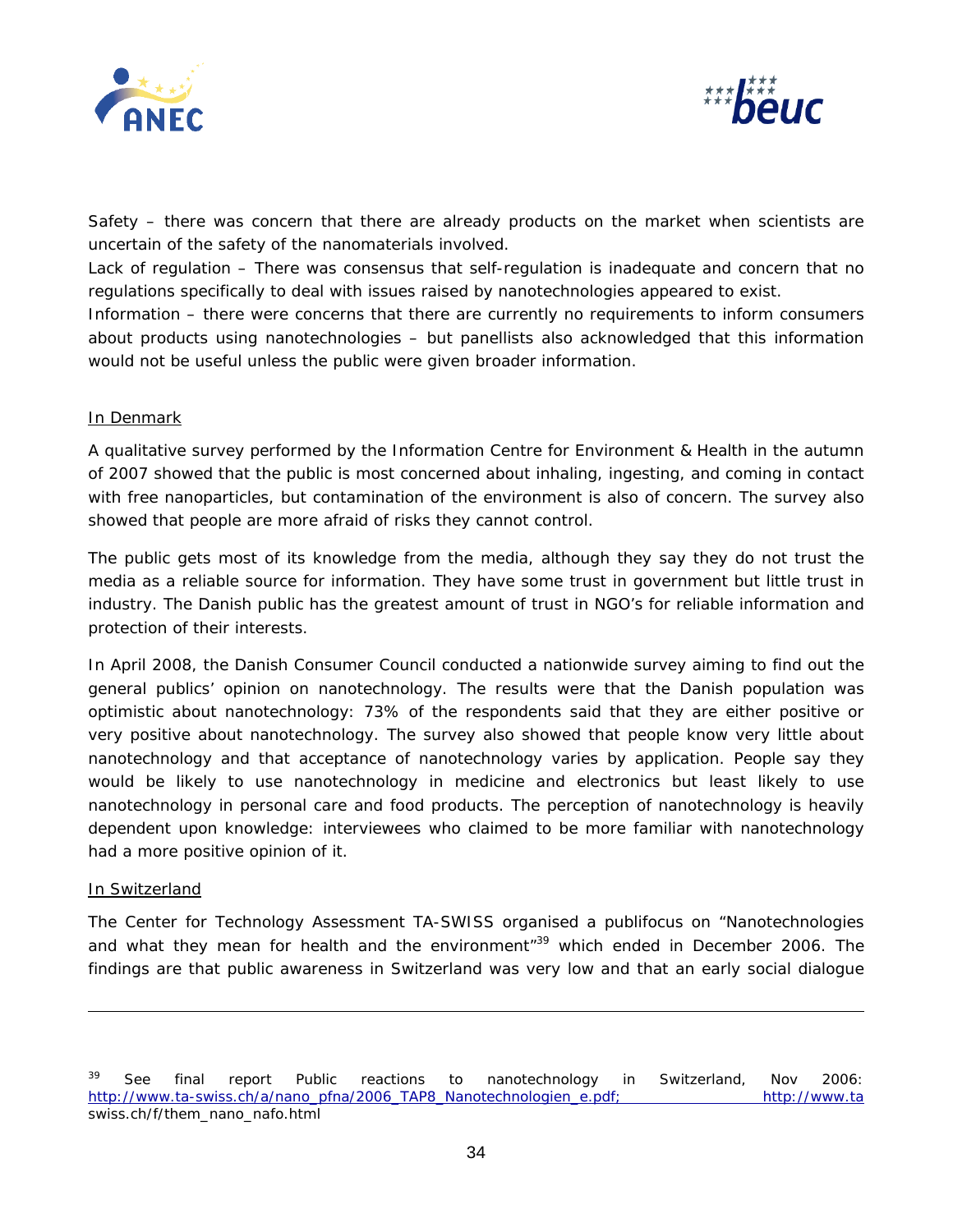Safety – there was concern that there are already products on the market when scientists are uncertain of the safety of the nanomaterials involved.

Lack of regulation – There was consensus that self-regulation is inadequate and concern that no regulations specifically to deal with issues raised by nanotechnologies appeared to exist.

Information – there were concerns that there are currently no requirements to inform consumers about products using nanotechnologies – but panellists also acknowledged that this information would not be useful unless the public were given broader information.

In Denmark

A qualitative survey performed by the Information Centre for Environment & Health in the autumn of 2007 showed that the public is most concerned about inhaling, ingesting, and coming in contact with free nanoparticles, but contamination of the environment is also of concern. The survey also showed that people are more afraid of risks they cannot control.

The public gets most of its knowledge from the media, although they say they do not trust the media as a reliable source for information. They have some trust in government but little trust in industry. The Danish public has the greatest amount of trust in NGO's for reliable information and protection of their interests.

In April 2008, the Danish Consumer Council conducted a nationwide survey aiming to find out the general publics' opinion on nanotechnology. The results were that the Danish population was optimistic about nanotechnology: 73% of the respondents said that they are either positive or very positive about nanotechnology. The survey also showed that people know very little about nanotechnology and that acceptance of nanotechnology varies by application. People say they would be likely to use nanotechnology in medicine and electronics but least likely to use nanotechnology in personal care and food products. The perception of nanotechnology is heavily dependent upon knowledge: interviewees who claimed to be more familiar with nanotechnology had a more positive opinion of it.

In Switzerland

The Center for Technology Assessment TA-SWISS organised a publifocus on "Nanotechnologies and what they mean for health and the environment"[39] which ended in December 2006. The findings are that public awareness in Switzerland was very low and that an early social dialogue

---

[39] See final report Public reactions to nanotechnology in Switzerland, Nov 2006: http://www.ta-swiss.ch/a/nano_pfna/2006_TAP8_Nanotechnologien_e.pdf; http://www.ta swiss.ch/f/them_nano_nafo.html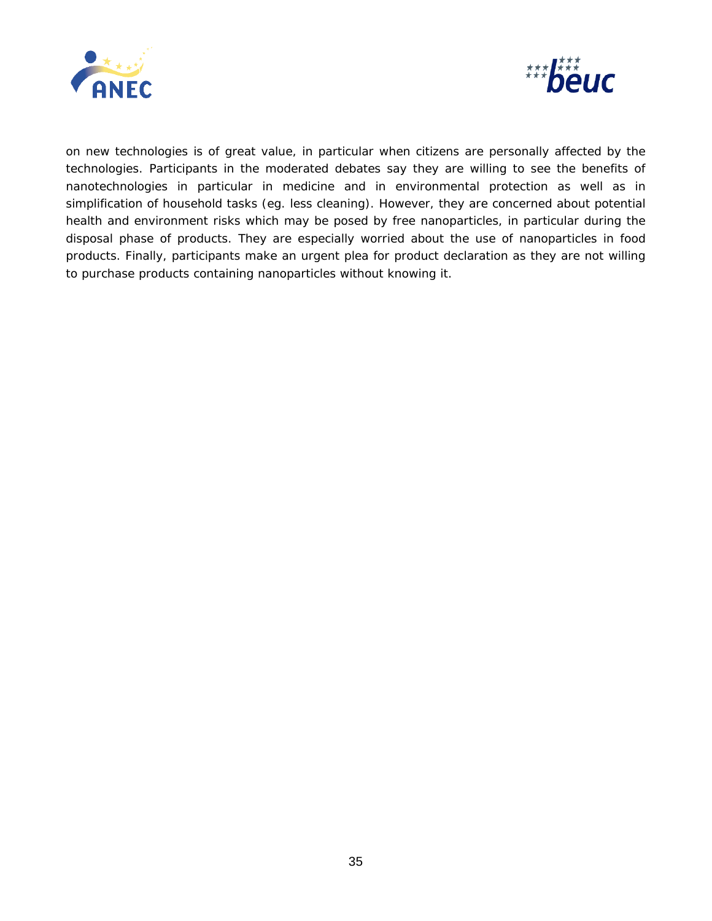on new technologies is of great value, in particular when citizens are personally affected by the technologies. Participants in the moderated debates say they are willing to see the benefits of nanotechnologies in particular in medicine and in environmental protection as well as in simplification of household tasks (eg. less cleaning). However, they are concerned about potential health and environment risks which may be posed by free nanoparticles, in particular during the disposal phase of products. They are especially worried about the use of nanoparticles in food products. Finally, participants make an urgent plea for product declaration as they are not willing to purchase products containing nanoparticles without knowing it.